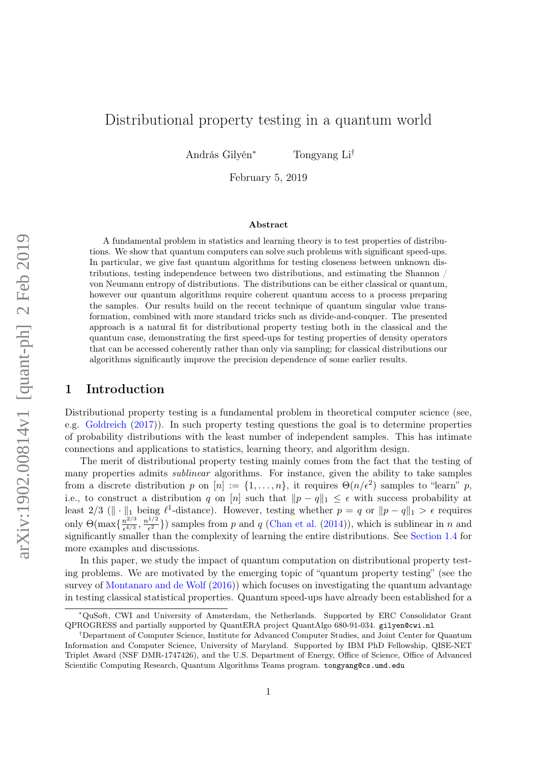# Distributional property testing in a quantum world

András Gilyén* Tongyang Li†

February 5, 2019

## Abstract

A fundamental problem in statistics and learning theory is to test properties of distributions. We show that quantum computers can solve such problems with significant speed-ups. In particular, we give fast quantum algorithms for testing closeness between unknown distributions, testing independence between two distributions, and estimating the Shannon / von Neumann entropy of distributions. The distributions can be either classical or quantum, however our quantum algorithms require coherent quantum access to a process preparing the samples. Our results build on the recent technique of quantum singular value transformation, combined with more standard tricks such as divide-and-conquer. The presented approach is a natural fit for distributional property testing both in the classical and the quantum case, demonstrating the first speed-ups for testing properties of density operators that can be accessed coherently rather than only via sampling; for classical distributions our algorithms significantly improve the precision dependence of some earlier results.

## 1 Introduction

Distributional property testing is a fundamental problem in theoretical computer science (see, e.g. Goldreich (2017)). In such property testing questions the goal is to determine properties of probability distributions with the least number of independent samples. This has intimate connections and applications to statistics, learning theory, and algorithm design.

The merit of distributional property testing mainly comes from the fact that the testing of many properties admits *sublinear* algorithms. For instance, given the ability to take samples from a discrete distribution $p$ on $[n] := \{1, \ldots, n\}$, it requires $\Theta(n/\epsilon^2)$ samples to "learn" $p$, i.e., to construct a distribution $q$ on $[n]$ such that $\|p - q\|_1 \leq \epsilon$ with success probability at least $2/3$ ($\|\cdot\|_1$ being $\ell^1$-distance). However, testing whether $p = q$ or $\|p - q\|_1 > \epsilon$ requires only $\Theta(\max\{\frac{n^{2/3}}{\epsilon^{4/3}}, \frac{n^{1/2}}{\epsilon^2}\})$ samples from $p$ and $q$ (Chan et al. (2014)), which is sublinear in $n$ and significantly smaller than the complexity of learning the entire distributions. See Section 1.4 for more examples and discussions.

In this paper, we study the impact of quantum computation on distributional property testing problems. We are motivated by the emerging topic of "quantum property testing" (see the survey of Montanaro and de Wolf (2016)) which focuses on investigating the quantum advantage in testing classical statistical properties. Quantum speed-ups have already been established for a

---

*QuSoft, CWI and University of Amsterdam, the Netherlands. Supported by ERC Consolidator Grant QPROGRESS and partially supported by QuantERA project QuantAlgo 680-91-034. gilyen@cwi.nl

†Department of Computer Science, Institute for Advanced Computer Studies, and Joint Center for Quantum Information and Computer Science, University of Maryland. Supported by IBM PhD Fellowship, QISE-NET Triplet Award (NSF DMR-1747426), and the U.S. Department of Energy, Office of Science, Office of Advanced Scientific Computing Research, Quantum Algorithms Teams program. tongyang@cs.umd.edu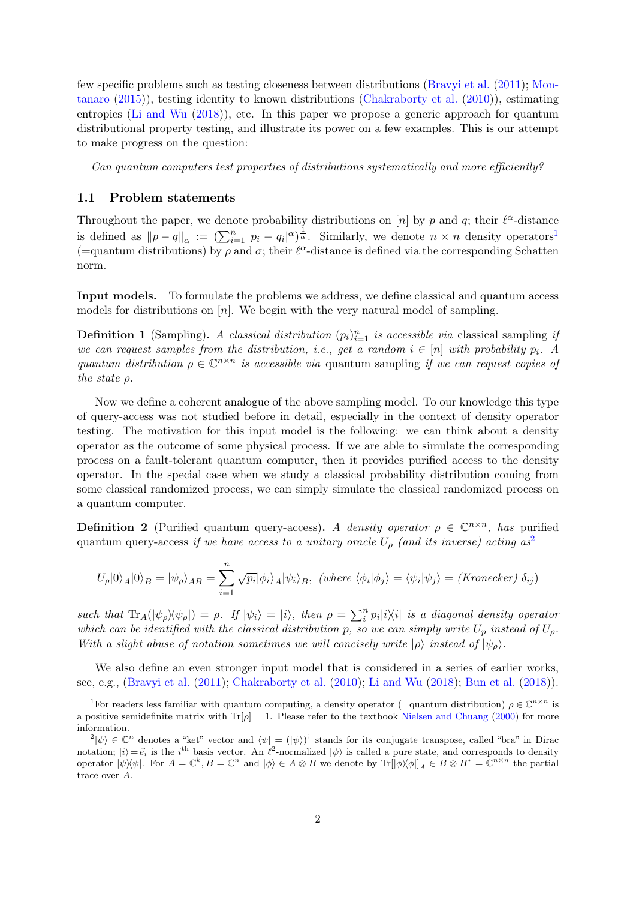few specific problems such as testing closeness between distributions (Bravyi et al. (2011); Montanaro (2015)), testing identity to known distributions (Chakraborty et al. (2010)), estimating entropies (Li and Wu (2018)), etc. In this paper we propose a generic approach for quantum distributional property testing, and illustrate its power on a few examples. This is our attempt to make progress on the question:

*Can quantum computers test properties of distributions systematically and more efficiently?*

### 1.1 Problem statements

Throughout the paper, we denote probability distributions on $[n]$ by $p$ and $q$; their $\ell^\alpha$-distance is defined as $\|p-q\|_\alpha := (\sum_{i=1}^n |p_i - q_i|^\alpha)^{\frac{1}{\alpha}}$. Similarly, we denote $n \times n$ density operators[1] (=quantum distributions) by $\rho$ and $\sigma$; their $\ell^\alpha$-distance is defined via the corresponding Schatten norm.

**Input models.** To formulate the problems we address, we define classical and quantum access models for distributions on $[n]$. We begin with the very natural model of sampling.

**Definition 1** (Sampling)**.** *A classical distribution $(p_i)_{i=1}^n$ is accessible via* classical sampling *if we can request samples from the distribution, i.e., get a random $i \in [n]$ with probability $p_i$. A quantum distribution $\rho \in \mathbb{C}^{n\times n}$ is accessible via* quantum sampling *if we can request copies of the state $\rho$.*

Now we define a coherent analogue of the above sampling model. To our knowledge this type of query-access was not studied before in detail, especially in the context of density operator testing. The motivation for this input model is the following: we can think about a density operator as the outcome of some physical process. If we are able to simulate the corresponding process on a fault-tolerant quantum computer, then it provides purified access to the density operator. In the special case when we study a classical probability distribution coming from some classical randomized process, we can simply simulate the classical randomized process on a quantum computer.

**Definition 2** (Purified quantum query-access)**.** *A density operator $\rho \in \mathbb{C}^{n\times n}$, has* purified quantum query-access *if we have access to a unitary oracle $U_\rho$ (and its inverse) acting as*[2]

$$U_\rho|0\rangle_A|0\rangle_B = |\psi_\rho\rangle_{AB} = \sum_{i=1}^n \sqrt{p_i}|\phi_i\rangle_A|\psi_i\rangle_B, \text{ (where } \langle\phi_i|\phi_j\rangle = \langle\psi_i|\psi_j\rangle = \text{(Kronecker) } \delta_{ij})$$

*such that $\mathrm{Tr}_A(|\psi_\rho\rangle\langle\psi_\rho|) = \rho$. If $|\psi_i\rangle = |i\rangle$, then $\rho = \sum_i^n p_i|i\rangle\langle i|$ is a diagonal density operator which can be identified with the classical distribution $p$, so we can simply write $U_p$ instead of $U_\rho$. With a slight abuse of notation sometimes we will concisely write $|\rho\rangle$ instead of $|\psi_\rho\rangle$.*

We also define an even stronger input model that is considered in a series of earlier works, see, e.g., (Bravyi et al. (2011); Chakraborty et al. (2010); Li and Wu (2018); Bun et al. (2018)).

[1] For readers less familiar with quantum computing, a density operator (=quantum distribution) $\rho \in \mathbb{C}^{n\times n}$ is a positive semidefinite matrix with $\mathrm{Tr}[\rho] = 1$. Please refer to the textbook Nielsen and Chuang (2000) for more information.

[2] $|\psi\rangle \in \mathbb{C}^n$ denotes a "ket" vector and $\langle\psi| = (|\psi\rangle)^\dagger$ stands for its conjugate transpose, called "bra" in Dirac notation; $|i\rangle = \vec{e}_i$ is the $i^{\text{th}}$ basis vector. An $\ell^2$-normalized $|\psi\rangle$ is called a pure state, and corresponds to density operator $|\psi\rangle\langle\psi|$. For $A = \mathbb{C}^k, B = \mathbb{C}^n$ and $|\phi\rangle \in A \otimes B$ we denote by $\mathrm{Tr}[|\phi\rangle\langle\phi|]_A \in B \otimes B^* = \mathbb{C}^{n\times n}$ the partial trace over $A$.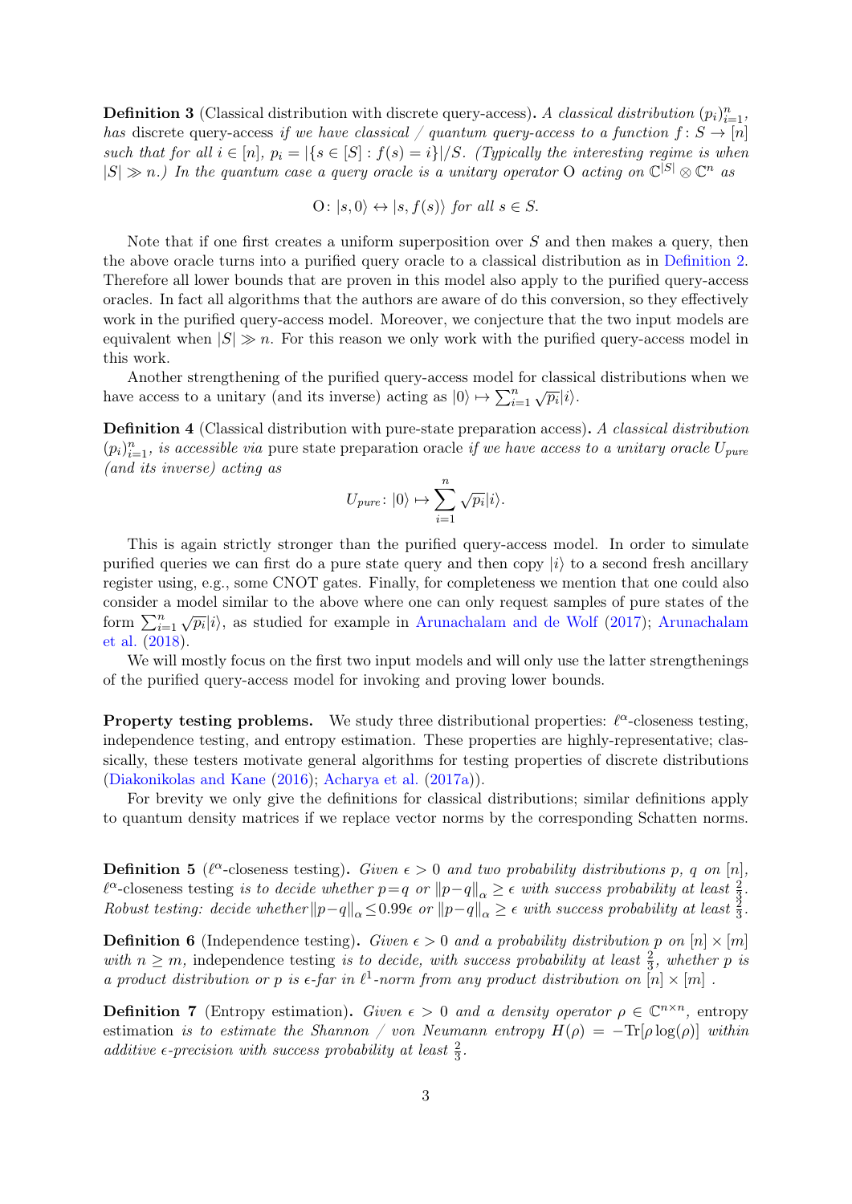**Definition 3** (Classical distribution with discrete query-access)**.** *A classical distribution* $(p_i)_{i=1}^n$*, has* discrete query-access *if we have classical / quantum query-access to a function* $f: S \to [n]$ *such that for all* $i \in [n]$*,* $p_i = |\{s \in [S] : f(s) = i\}|/S$*. (Typically the interesting regime is when* $|S| \gg n$*.) In the quantum case a query oracle is a unitary operator* O *acting on* $\mathbb{C}^{|S|} \otimes \mathbb{C}^n$ *as*

$$\mathrm{O}\colon |s, 0\rangle \leftrightarrow |s, f(s)\rangle \text{ for all } s \in S.$$

Note that if one first creates a uniform superposition over $S$ and then makes a query, then the above oracle turns into a purified query oracle to a classical distribution as in Definition 2. Therefore all lower bounds that are proven in this model also apply to the purified query-access oracles. In fact all algorithms that the authors are aware of do this conversion, so they effectively work in the purified query-access model. Moreover, we conjecture that the two input models are equivalent when $|S| \gg n$. For this reason we only work with the purified query-access model in this work.

Another strengthening of the purified query-access model for classical distributions when we have access to a unitary (and its inverse) acting as $|0\rangle \mapsto \sum_{i=1}^n \sqrt{p_i}|i\rangle$.

**Definition 4** (Classical distribution with pure-state preparation access)**.** *A classical distribution* $(p_i)_{i=1}^n$*, is accessible via* pure state preparation oracle *if we have access to a unitary oracle* $U_{pure}$ *(and its inverse) acting as*

$$U_{pure}\colon |0\rangle \mapsto \sum_{i=1}^n \sqrt{p_i}|i\rangle.$$

This is again strictly stronger than the purified query-access model. In order to simulate purified queries we can first do a pure state query and then copy $|i\rangle$ to a second fresh ancillary register using, e.g., some CNOT gates. Finally, for completeness we mention that one could also consider a model similar to the above where one can only request samples of pure states of the form $\sum_{i=1}^n \sqrt{p_i}|i\rangle$, as studied for example in Arunachalam and de Wolf (2017); Arunachalam et al. (2018).

We will mostly focus on the first two input models and will only use the latter strengthenings of the purified query-access model for invoking and proving lower bounds.

**Property testing problems.** We study three distributional properties: $\ell^\alpha$-closeness testing, independence testing, and entropy estimation. These properties are highly-representative; classically, these testers motivate general algorithms for testing properties of discrete distributions (Diakonikolas and Kane (2016); Acharya et al. (2017a)).

For brevity we only give the definitions for classical distributions; similar definitions apply to quantum density matrices if we replace vector norms by the corresponding Schatten norms.

**Definition 5** ($\ell^\alpha$-closeness testing)**.** *Given* $\epsilon > 0$ *and two probability distributions* $p$*,* $q$ *on* $[n]$*,* $\ell^\alpha$-closeness testing *is to decide whether* $p = q$ *or* $\|p - q\|_\alpha \geq \epsilon$ *with success probability at least* $\frac{2}{3}$*. Robust testing: decide whether* $\|p - q\|_\alpha \leq 0.99\epsilon$ *or* $\|p - q\|_\alpha \geq \epsilon$ *with success probability at least* $\frac{2}{3}$*.*

**Definition 6** (Independence testing)**.** *Given* $\epsilon > 0$ *and a probability distribution* $p$ *on* $[n] \times [m]$ *with* $n \geq m$*,* independence testing *is to decide, with success probability at least* $\frac{2}{3}$*, whether* $p$ *is a product distribution or* $p$ *is* $\epsilon$*-far in* $\ell^1$*-norm from any product distribution on* $[n] \times [m]$ *.*

**Definition 7** (Entropy estimation)**.** *Given* $\epsilon > 0$ *and a density operator* $\rho \in \mathbb{C}^{n \times n}$*,* entropy estimation *is to estimate the Shannon / von Neumann entropy* $H(\rho) = -\mathrm{Tr}[\rho \log(\rho)]$ *within additive* $\epsilon$*-precision with success probability at least* $\frac{2}{3}$*.*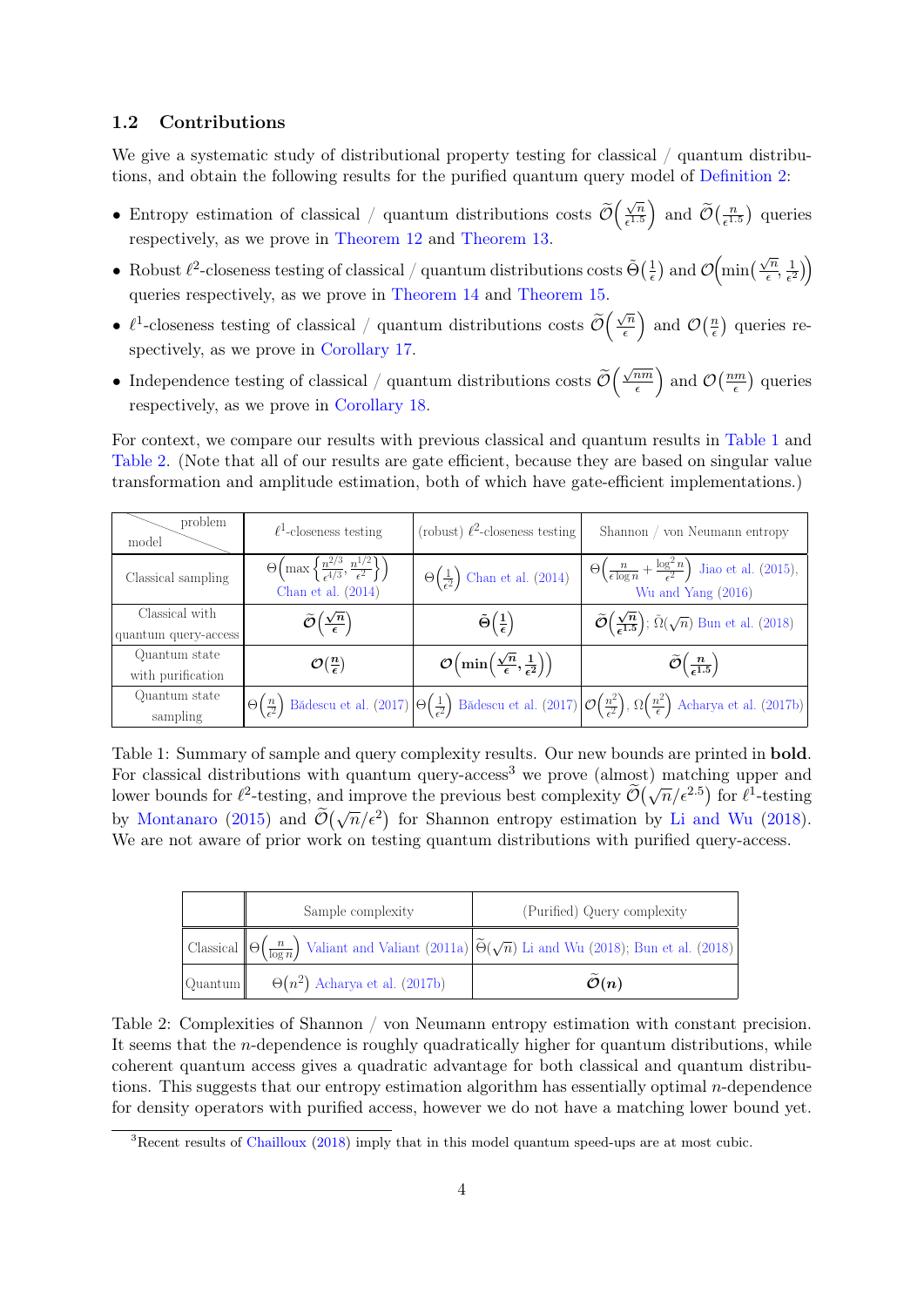### 1.2 Contributions

We give a systematic study of distributional property testing for classical / quantum distributions, and obtain the following results for the purified quantum query model of Definition 2:

- Entropy estimation of classical / quantum distributions costs $\widetilde{\mathcal{O}}\Big(\frac{\sqrt{n}}{\epsilon^{1.5}}\Big)$ and $\widetilde{\mathcal{O}}\big(\frac{n}{\epsilon^{1.5}}\big)$ queries respectively, as we prove in Theorem 12 and Theorem 13.
- Robust $\ell^2$-closeness testing of classical / quantum distributions costs $\tilde{\Theta}\big(\frac{1}{\epsilon}\big)$ and $\mathcal{O}\Big(\min\big(\frac{\sqrt{n}}{\epsilon}, \frac{1}{\epsilon^2}\big)\Big)$ queries respectively, as we prove in Theorem 14 and Theorem 15.
- $\ell^1$-closeness testing of classical / quantum distributions costs $\widetilde{\mathcal{O}}\Big(\frac{\sqrt{n}}{\epsilon}\Big)$ and $\mathcal{O}\big(\frac{n}{\epsilon}\big)$ queries respectively, as we prove in Corollary 17.
- Independence testing of classical / quantum distributions costs $\widetilde{\mathcal{O}}\Big(\frac{\sqrt{nm}}{\epsilon}\Big)$ and $\mathcal{O}\big(\frac{nm}{\epsilon}\big)$ queries respectively, as we prove in Corollary 18.

For context, we compare our results with previous classical and quantum results in Table 1 and Table 2. (Note that all of our results are gate efficient, because they are based on singular value transformation and amplitude estimation, both of which have gate-efficient implementations.)

| model \ problem | $\ell^1$-closeness testing | (robust) $\ell^2$-closeness testing | Shannon / von Neumann entropy |
|---|---|---|---|
| Classical sampling | $\Theta\Big(\max\Big\{\frac{n^{2/3}}{\epsilon^{4/3}}, \frac{n^{1/2}}{\epsilon^2}\Big\}\Big)$ Chan et al. (2014) | $\Theta\big(\frac{1}{\epsilon^2}\big)$ Chan et al. (2014) | $\Theta\Big(\frac{n}{\epsilon \log n} + \frac{\log^2 n}{\epsilon^2}\Big)$ Jiao et al. (2015), Wu and Yang (2016) |
| Classical with quantum query-access | $\boldsymbol{\widetilde{\mathcal{O}}\Big(\frac{\sqrt{n}}{\epsilon}\Big)}$ | $\boldsymbol{\tilde{\Theta}\big(\frac{1}{\epsilon}\big)}$ | $\boldsymbol{\widetilde{\mathcal{O}}\Big(\frac{\sqrt{n}}{\epsilon^{1.5}}\Big)}$; $\tilde{\Omega}(\sqrt{n})$ Bun et al. (2018) |
| Quantum state with purification | $\boldsymbol{\mathcal{O}\big(\frac{n}{\epsilon}\big)}$ | $\boldsymbol{\mathcal{O}\Big(\min\big(\frac{\sqrt{n}}{\epsilon}, \frac{1}{\epsilon^2}\big)\Big)}$ | $\boldsymbol{\widetilde{\mathcal{O}}\Big(\frac{n}{\epsilon^{1.5}}\Big)}$ |
| Quantum state sampling | $\Theta\Big(\frac{n}{\epsilon^2}\Big)$ Bădescu et al. (2017) | $\Theta\Big(\frac{1}{\epsilon^2}\Big)$ Bădescu et al. (2017) | $\mathcal{O}\Big(\frac{n^2}{\epsilon^2}\Big)$, $\Omega\Big(\frac{n^2}{\epsilon}\Big)$ Acharya et al. (2017b) |

Table 1: Summary of sample and query complexity results. Our new bounds are printed in **bold**. For classical distributions with quantum query-access[3] we prove (almost) matching upper and lower bounds for $\ell^2$-testing, and improve the previous best complexity $\widetilde{\mathcal{O}}\big(\sqrt{n}/\epsilon^{2.5}\big)$ for $\ell^1$-testing by Montanaro (2015) and $\widetilde{\mathcal{O}}\big(\sqrt{n}/\epsilon^2\big)$ for Shannon entropy estimation by Li and Wu (2018). We are not aware of prior work on testing quantum distributions with purified query-access.

| | Sample complexity | (Purified) Query complexity |
|---|---|---|
| Classical | $\Theta\Big(\frac{n}{\log n}\Big)$ Valiant and Valiant (2011a) | $\widetilde{\Theta}(\sqrt{n})$ Li and Wu (2018); Bun et al. (2018) |
| Quantum | $\Theta\big(n^2\big)$ Acharya et al. (2017b) | $\boldsymbol{\widetilde{\mathcal{O}}(n)}$ |

Table 2: Complexities of Shannon / von Neumann entropy estimation with constant precision. It seems that the $n$-dependence is roughly quadratically higher for quantum distributions, while coherent quantum access gives a quadratic advantage for both classical and quantum distributions. This suggests that our entropy estimation algorithm has essentially optimal $n$-dependence for density operators with purified access, however we do not have a matching lower bound yet.

[3] Recent results of Chailloux (2018) imply that in this model quantum speed-ups are at most cubic.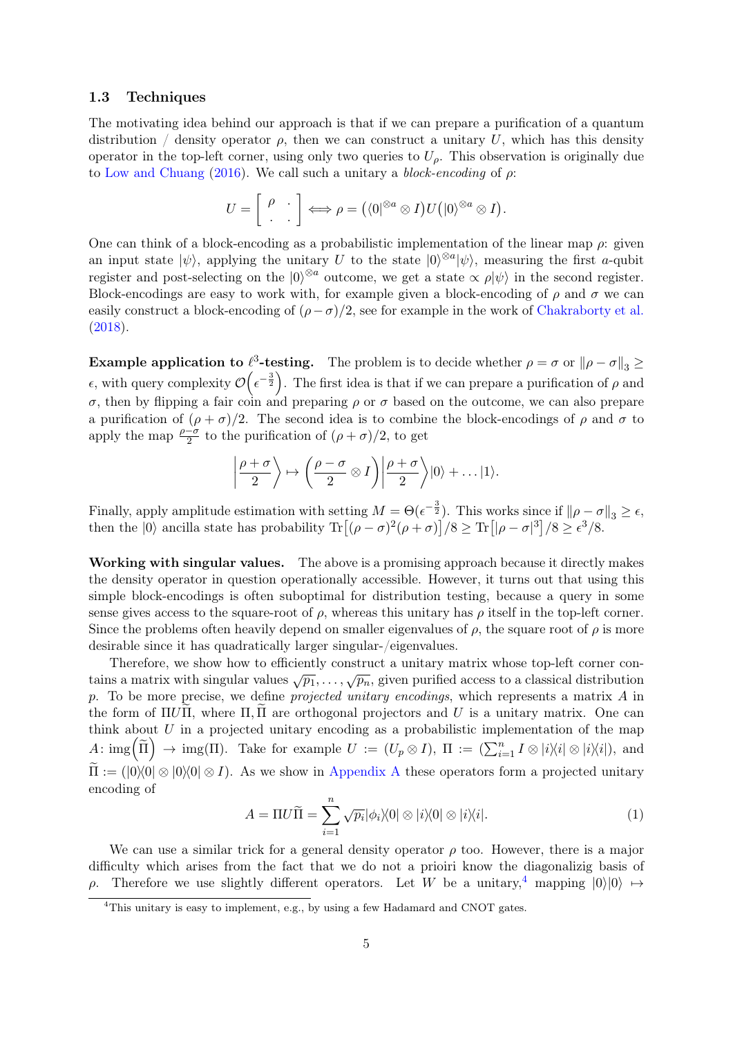### 1.3 Techniques

The motivating idea behind our approach is that if we can prepare a purification of a quantum distribution / density operator $\rho$, then we can construct a unitary $U$, which has this density operator in the top-left corner, using only two queries to $U_\rho$. This observation is originally due to Low and Chuang (2016). We call such a unitary a *block-encoding* of $\rho$:

$$U = \begin{bmatrix} \rho & \cdot \\ \cdot & \cdot \end{bmatrix} \Longleftrightarrow \rho = \left(\langle 0|^{\otimes a} \otimes I\right) U \left(|0\rangle^{\otimes a} \otimes I\right).$$

One can think of a block-encoding as a probabilistic implementation of the linear map $\rho$: given an input state $|\psi\rangle$, applying the unitary $U$ to the state $|0\rangle^{\otimes a}|\psi\rangle$, measuring the first $a$-qubit register and post-selecting on the $|0\rangle^{\otimes a}$ outcome, we get a state $\propto \rho|\psi\rangle$ in the second register. Block-encodings are easy to work with, for example given a block-encoding of $\rho$ and $\sigma$ we can easily construct a block-encoding of $(\rho - \sigma)/2$, see for example in the work of Chakraborty et al. (2018).

**Example application to $\ell^3$-testing.** The problem is to decide whether $\rho = \sigma$ or $\|\rho - \sigma\|_3 \geq \epsilon$, with query complexity $\mathcal{O}\left(\epsilon^{-\frac{3}{2}}\right)$. The first idea is that if we can prepare a purification of $\rho$ and $\sigma$, then by flipping a fair coin and preparing $\rho$ or $\sigma$ based on the outcome, we can also prepare a purification of $(\rho + \sigma)/2$. The second idea is to combine the block-encodings of $\rho$ and $\sigma$ to apply the map $\frac{\rho - \sigma}{2}$ to the purification of $(\rho + \sigma)/2$, to get

$$\left|\frac{\rho + \sigma}{2}\right\rangle \mapsto \left(\frac{\rho - \sigma}{2} \otimes I\right)\left|\frac{\rho + \sigma}{2}\right\rangle|0\rangle + \ldots|1\rangle.$$

Finally, apply amplitude estimation with setting $M = \Theta(\epsilon^{-\frac{3}{2}})$. This works since if $\|\rho - \sigma\|_3 \geq \epsilon$, then the $|0\rangle$ ancilla state has probability $\mathrm{Tr}\left[(\rho - \sigma)^2(\rho + \sigma)\right]/8 \geq \mathrm{Tr}\left[|\rho - \sigma|^3\right]/8 \geq \epsilon^3/8$.

**Working with singular values.** The above is a promising approach because it directly makes the density operator in question operationally accessible. However, it turns out that using this simple block-encodings is often suboptimal for distribution testing, because a query in some sense gives access to the square-root of $\rho$, whereas this unitary has $\rho$ itself in the top-left corner. Since the problems often heavily depend on smaller eigenvalues of $\rho$, the square root of $\rho$ is more desirable since it has quadratically larger singular-/eigenvalues.

Therefore, we show how to efficiently construct a unitary matrix whose top-left corner contains a matrix with singular values $\sqrt{p_1}, \ldots, \sqrt{p_n}$, given purified access to a classical distribution $p$. To be more precise, we define *projected unitary encodings*, which represents a matrix $A$ in the form of $\Pi U \widetilde{\Pi}$, where $\Pi, \widetilde{\Pi}$ are orthogonal projectors and $U$ is a unitary matrix. One can think about $U$ in a projected unitary encoding as a probabilistic implementation of the map $A \colon \mathrm{img}\left(\widetilde{\Pi}\right) \to \mathrm{img}(\Pi)$. Take for example $U := (U_p \otimes I)$, $\Pi := \left(\sum_{i=1}^{n} I \otimes |i\rangle\langle i| \otimes |i\rangle\langle i|\right)$, and $\widetilde{\Pi} := (|0\rangle\langle 0| \otimes |0\rangle\langle 0| \otimes I)$. As we show in Appendix A these operators form a projected unitary encoding of

$$A = \Pi U \widetilde{\Pi} = \sum_{i=1}^{n} \sqrt{p_i} |\phi_i\rangle\langle 0| \otimes |i\rangle\langle 0| \otimes |i\rangle\langle i|. \tag{1}$$

We can use a similar trick for a general density operator $\rho$ too. However, there is a major difficulty which arises from the fact that we do not a prioiri know the diagonalizig basis of $\rho$. Therefore we use slightly different operators. Let $W$ be a unitary,[4] mapping $|0\rangle|0\rangle \mapsto$

[4] This unitary is easy to implement, e.g., by using a few Hadamard and CNOT gates.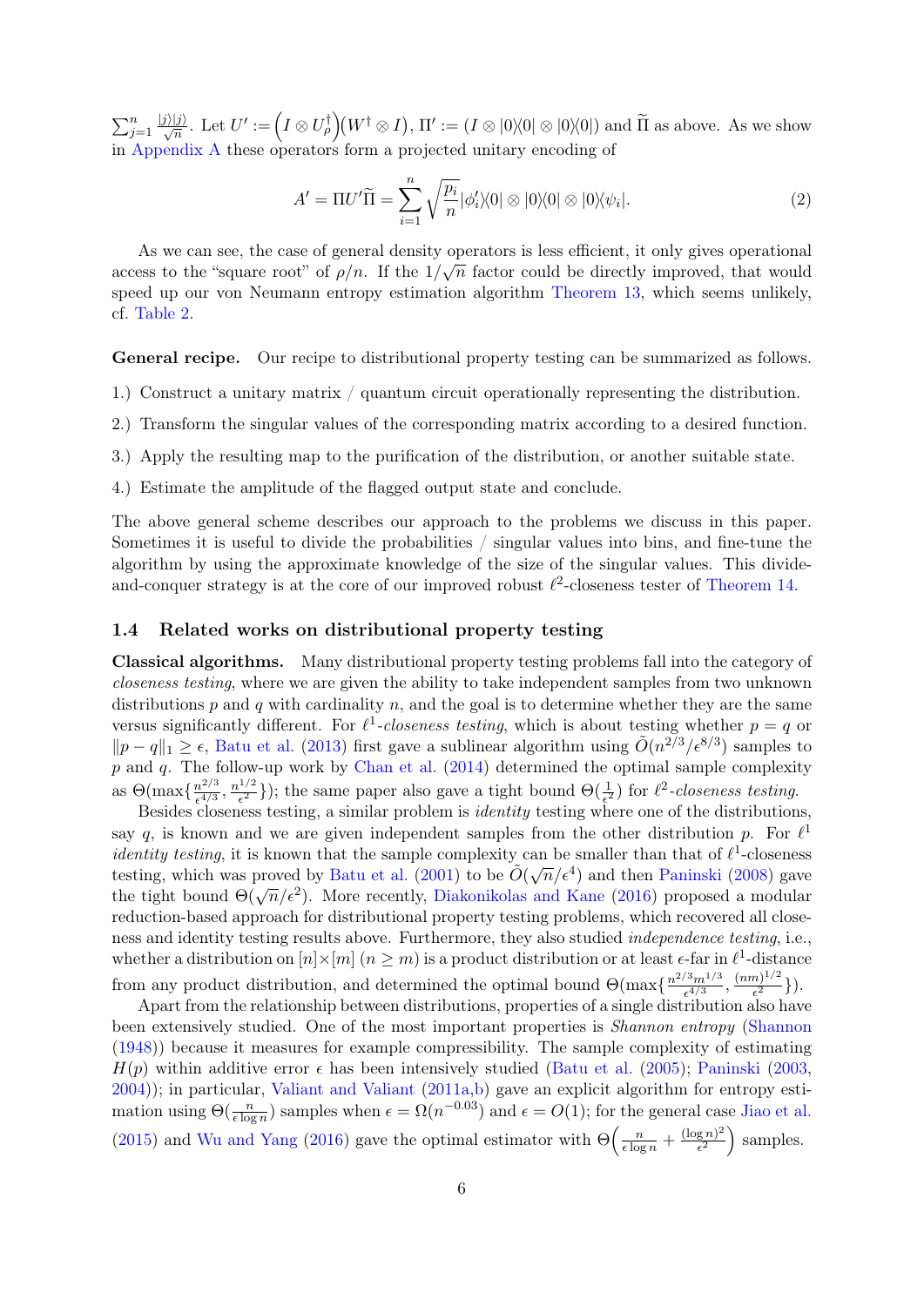$\sum_{j=1}^{n} \frac{|j\rangle|j\rangle}{\sqrt{n}}$. Let $U' := \left(I \otimes U_\rho^\dagger\right)\left(W^\dagger \otimes I\right)$, $\Pi' := (I \otimes |0\rangle\langle 0| \otimes |0\rangle\langle 0|)$ and $\widetilde{\Pi}$ as above. As we show in Appendix A these operators form a projected unitary encoding of

$$A' = \Pi U' \widetilde{\Pi} = \sum_{i=1}^{n} \sqrt{\frac{p_i}{n}} |\phi_i'\rangle\langle 0| \otimes |0\rangle\langle 0| \otimes |0\rangle\langle \psi_i|. \tag{2}$$

As we can see, the case of general density operators is less efficient, it only gives operational access to the "square root" of $\rho/n$. If the $1/\sqrt{n}$ factor could be directly improved, that would speed up our von Neumann entropy estimation algorithm Theorem 13, which seems unlikely, cf. Table 2.

**General recipe.** Our recipe to distributional property testing can be summarized as follows.

1.) Construct a unitary matrix / quantum circuit operationally representing the distribution.

2.) Transform the singular values of the corresponding matrix according to a desired function.

3.) Apply the resulting map to the purification of the distribution, or another suitable state.

4.) Estimate the amplitude of the flagged output state and conclude.

The above general scheme describes our approach to the problems we discuss in this paper. Sometimes it is useful to divide the probabilities / singular values into bins, and fine-tune the algorithm by using the approximate knowledge of the size of the singular values. This divide-and-conquer strategy is at the core of our improved robust $\ell^2$-closeness tester of Theorem 14.

### 1.4 Related works on distributional property testing

**Classical algorithms.** Many distributional property testing problems fall into the category of *closeness testing*, where we are given the ability to take independent samples from two unknown distributions $p$ and $q$ with cardinality $n$, and the goal is to determine whether they are the same versus significantly different. For $\ell^1$*-closeness testing*, which is about testing whether $p = q$ or $\|p - q\|_1 \geq \epsilon$, Batu et al. (2013) first gave a sublinear algorithm using $\tilde{O}(n^{2/3}/\epsilon^{8/3})$ samples to $p$ and $q$. The follow-up work by Chan et al. (2014) determined the optimal sample complexity as $\Theta(\max\{\frac{n^{2/3}}{\epsilon^{4/3}}, \frac{n^{1/2}}{\epsilon^2}\})$; the same paper also gave a tight bound $\Theta(\frac{1}{\epsilon^2})$ for $\ell^2$*-closeness testing*.

Besides closeness testing, a similar problem is *identity* testing where one of the distributions, say $q$, is known and we are given independent samples from the other distribution $p$. For $\ell^1$ *identity testing*, it is known that the sample complexity can be smaller than that of $\ell^1$-closeness testing, which was proved by Batu et al. (2001) to be $\tilde{O}(\sqrt{n}/\epsilon^4)$ and then Paninski (2008) gave the tight bound $\Theta(\sqrt{n}/\epsilon^2)$. More recently, Diakonikolas and Kane (2016) proposed a modular reduction-based approach for distributional property testing problems, which recovered all closeness and identity testing results above. Furthermore, they also studied *independence testing*, i.e., whether a distribution on $[n]\times[m]$ ($n \geq m$) is a product distribution or at least $\epsilon$-far in $\ell^1$-distance from any product distribution, and determined the optimal bound $\Theta(\max\{\frac{n^{2/3}m^{1/3}}{\epsilon^{4/3}}, \frac{(nm)^{1/2}}{\epsilon^2}\})$.

Apart from the relationship between distributions, properties of a single distribution also have been extensively studied. One of the most important properties is *Shannon entropy* (Shannon (1948)) because it measures for example compressibility. The sample complexity of estimating $H(p)$ within additive error $\epsilon$ has been intensively studied (Batu et al. (2005); Paninski (2003, 2004)); in particular, Valiant and Valiant (2011a,b) gave an explicit algorithm for entropy estimation using $\Theta(\frac{n}{\epsilon \log n})$ samples when $\epsilon = \Omega(n^{-0.03})$ and $\epsilon = O(1)$; for the general case Jiao et al. (2015) and Wu and Yang (2016) gave the optimal estimator with $\Theta\left(\frac{n}{\epsilon \log n} + \frac{(\log n)^2}{\epsilon^2}\right)$ samples.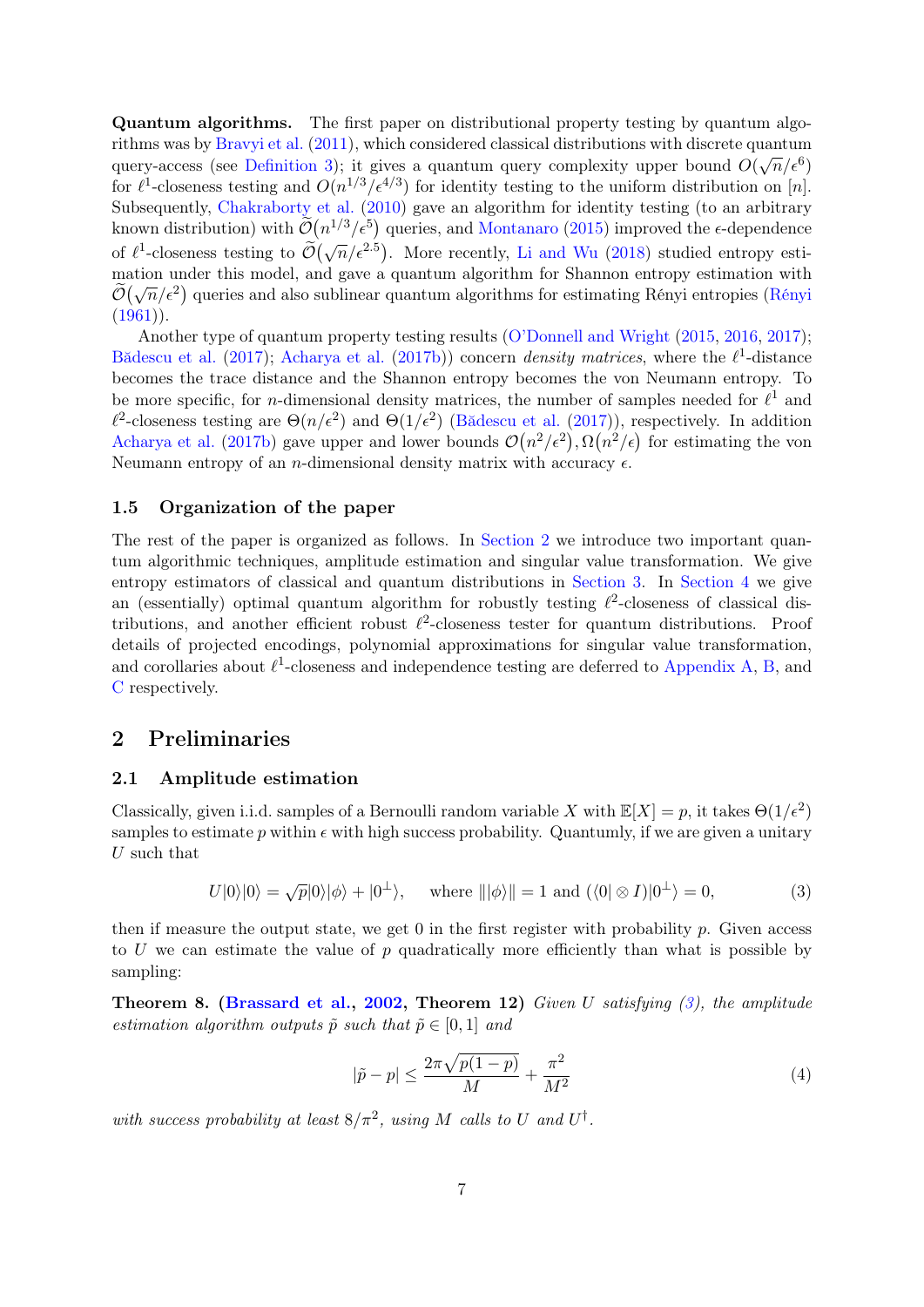**Quantum algorithms.** The first paper on distributional property testing by quantum algorithms was by Bravyi et al. (2011), which considered classical distributions with discrete quantum query-access (see Definition 3); it gives a quantum query complexity upper bound $O(\sqrt{n}/\epsilon^6)$ for $\ell^1$-closeness testing and $O(n^{1/3}/\epsilon^{4/3})$ for identity testing to the uniform distribution on $[n]$. Subsequently, Chakraborty et al. (2010) gave an algorithm for identity testing (to an arbitrary known distribution) with $\widetilde{\mathcal{O}}(n^{1/3}/\epsilon^5)$ queries, and Montanaro (2015) improved the $\epsilon$-dependence of $\ell^1$-closeness testing to $\widetilde{\mathcal{O}}(\sqrt{n}/\epsilon^{2.5})$. More recently, Li and Wu (2018) studied entropy estimation under this model, and gave a quantum algorithm for Shannon entropy estimation with $\widetilde{\mathcal{O}}(\sqrt{n}/\epsilon^2)$ queries and also sublinear quantum algorithms for estimating Rényi entropies (Rényi (1961)).

Another type of quantum property testing results (O'Donnell and Wright (2015, 2016, 2017); Bădescu et al. (2017); Acharya et al. (2017b)) concern *density matrices*, where the $\ell^1$-distance becomes the trace distance and the Shannon entropy becomes the von Neumann entropy. To be more specific, for $n$-dimensional density matrices, the number of samples needed for $\ell^1$ and $\ell^2$-closeness testing are $\Theta(n/\epsilon^2)$ and $\Theta(1/\epsilon^2)$ (Bădescu et al. (2017)), respectively. In addition Acharya et al. (2017b) gave upper and lower bounds $\mathcal{O}(n^2/\epsilon^2), \Omega(n^2/\epsilon)$ for estimating the von Neumann entropy of an $n$-dimensional density matrix with accuracy $\epsilon$.

### 1.5 Organization of the paper

The rest of the paper is organized as follows. In Section 2 we introduce two important quantum algorithmic techniques, amplitude estimation and singular value transformation. We give entropy estimators of classical and quantum distributions in Section 3. In Section 4 we give an (essentially) optimal quantum algorithm for robustly testing $\ell^2$-closeness of classical distributions, and another efficient robust $\ell^2$-closeness tester for quantum distributions. Proof details of projected encodings, polynomial approximations for singular value transformation, and corollaries about $\ell^1$-closeness and independence testing are deferred to Appendix A, B, and C respectively.

## 2 Preliminaries

### 2.1 Amplitude estimation

Classically, given i.i.d. samples of a Bernoulli random variable $X$ with $\mathbb{E}[X] = p$, it takes $\Theta(1/\epsilon^2)$ samples to estimate $p$ within $\epsilon$ with high success probability. Quantumly, if we are given a unitary $U$ such that

$$U|0\rangle|0\rangle = \sqrt{p}|0\rangle|\phi\rangle + |0^{\perp}\rangle, \quad \text{where } \||\phi\rangle\| = 1 \text{ and } (\langle 0| \otimes I)|0^{\perp}\rangle = 0, \tag{3}$$

then if measure the output state, we get 0 in the first register with probability $p$. Given access to $U$ we can estimate the value of $p$ quadratically more efficiently than what is possible by sampling:

**Theorem 8. (Brassard et al., 2002, Theorem 12)** *Given $U$ satisfying (3), the amplitude estimation algorithm outputs $\tilde{p}$ such that $\tilde{p} \in [0,1]$ and*

$$|\tilde{p} - p| \leq \frac{2\pi\sqrt{p(1-p)}}{M} + \frac{\pi^2}{M^2} \tag{4}$$

*with success probability at least $8/\pi^2$, using $M$ calls to $U$ and $U^{\dagger}$.*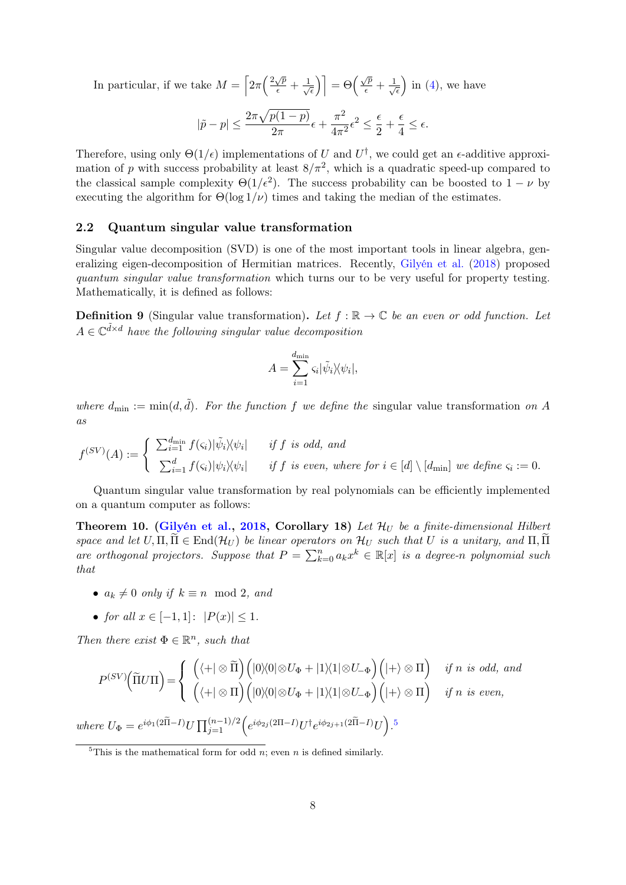In particular, if we take $M = \left\lceil 2\pi\left(\frac{2\sqrt{p}}{\epsilon} + \frac{1}{\sqrt{\epsilon}}\right)\right\rceil = \Theta\left(\frac{\sqrt{p}}{\epsilon} + \frac{1}{\sqrt{\epsilon}}\right)$ in (4), we have

$$|\tilde{p} - p| \leq \frac{2\pi\sqrt{p(1-p)}}{2\pi}\epsilon + \frac{\pi^2}{4\pi^2}\epsilon^2 \leq \frac{\epsilon}{2} + \frac{\epsilon}{4} \leq \epsilon.$$

Therefore, using only $\Theta(1/\epsilon)$ implementations of $U$ and $U^\dagger$, we could get an $\epsilon$-additive approximation of $p$ with success probability at least $8/\pi^2$, which is a quadratic speed-up compared to the classical sample complexity $\Theta(1/\epsilon^2)$. The success probability can be boosted to $1-\nu$ by executing the algorithm for $\Theta(\log 1/\nu)$ times and taking the median of the estimates.

### 2.2 Quantum singular value transformation

Singular value decomposition (SVD) is one of the most important tools in linear algebra, generalizing eigen-decomposition of Hermitian matrices. Recently, Gilyén et al. (2018) proposed *quantum singular value transformation* which turns our to be very useful for property testing. Mathematically, it is defined as follows:

**Definition 9** (Singular value transformation)**.** *Let $f : \mathbb{R} \to \mathbb{C}$ be an even or odd function. Let $A \in \mathbb{C}^{\tilde{d}\times d}$ have the following singular value decomposition*

$$A = \sum_{i=1}^{d_{\min}} \varsigma_i |\tilde{\psi}_i\rangle\langle\psi_i|,$$

*where $d_{\min} := \min(d, \tilde{d})$. For the function $f$ we define the* singular value transformation *on $A$ as*

$$f^{(SV)}(A) := \begin{cases} \sum_{i=1}^{d_{\min}} f(\varsigma_i)|\tilde{\psi}_i\rangle\langle\psi_i| & \text{if } f \text{ is odd, and} \\ \sum_{i=1}^{d} f(\varsigma_i)|\psi_i\rangle\langle\psi_i| & \text{if } f \text{ is even, where for } i \in [d]\setminus[d_{\min}] \text{ we define } \varsigma_i := 0. \end{cases}$$

Quantum singular value transformation by real polynomials can be efficiently implemented on a quantum computer as follows:

**Theorem 10. (Gilyén et al., 2018, Corollary 18)** *Let $\mathcal{H}_U$ be a finite-dimensional Hilbert space and let $U, \Pi, \widetilde{\Pi} \in \mathrm{End}(\mathcal{H}_U)$ be linear operators on $\mathcal{H}_U$ such that $U$ is a unitary, and $\Pi, \widetilde{\Pi}$ are orthogonal projectors. Suppose that $P = \sum_{k=0}^{n} a_k x^k \in \mathbb{R}[x]$ is a degree-$n$ polynomial such that*

- *$a_k \neq 0$ only if $k \equiv n \mod 2$, and*
- *for all $x \in [-1, 1]$: $|P(x)| \leq 1$.*

*Then there exist $\Phi \in \mathbb{R}^n$, such that*

$$P^{(SV)}\left(\widetilde{\Pi}U\Pi\right) = \begin{cases} \left(\langle +| \otimes \widetilde{\Pi}\right)\left(|0\rangle\langle 0| \otimes U_\Phi + |1\rangle\langle 1| \otimes U_{-\Phi}\right)\left(|+\rangle \otimes \Pi\right) & \text{if } n \text{ is odd, and} \\ \left(\langle +| \otimes \Pi\right)\left(|0\rangle\langle 0| \otimes U_\Phi + |1\rangle\langle 1| \otimes U_{-\Phi}\right)\left(|+\rangle \otimes \Pi\right) & \text{if } n \text{ is even,} \end{cases}$$

*where $U_\Phi = e^{i\phi_1(2\widetilde{\Pi}-I)}U \prod_{j=1}^{(n-1)/2}\left(e^{i\phi_{2j}(2\Pi - I)}U^\dagger e^{i\phi_{2j+1}(2\widetilde{\Pi}-I)}U\right)$.*[5]

[5] This is the mathematical form for odd $n$; even $n$ is defined similarly.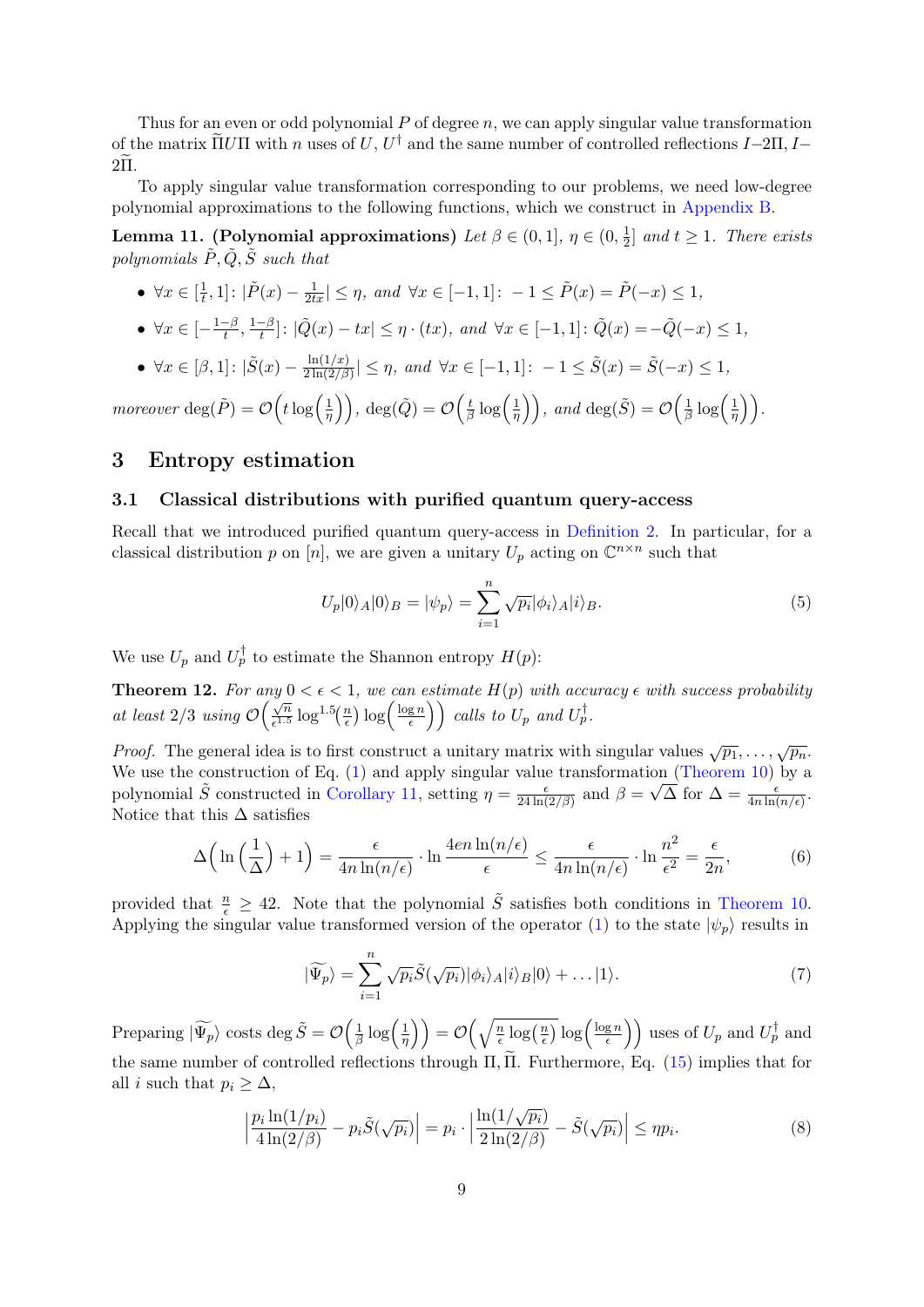Thus for an even or odd polynomial $P$ of degree $n$, we can apply singular value transformation of the matrix $\widetilde{\Pi}U\Pi$ with $n$ uses of $U$, $U^\dagger$ and the same number of controlled reflections $I-2\Pi$, $I-2\widetilde{\Pi}$.

To apply singular value transformation corresponding to our problems, we need low-degree polynomial approximations to the following functions, which we construct in Appendix B.

**Lemma 11. (Polynomial approximations)** *Let $\beta \in (0,1]$, $\eta \in (0, \frac{1}{2}]$ and $t \geq 1$. There exists polynomials $\tilde{P}, \tilde{Q}, \tilde{S}$ such that*

- $\forall x \in [\frac{1}{t}, 1]$: $|\tilde{P}(x) - \frac{1}{2tx}| \leq \eta$, *and* $\forall x \in [-1,1]$: $-1 \leq \tilde{P}(x) = \tilde{P}(-x) \leq 1$,
- $\forall x \in [-\frac{1-\beta}{t}, \frac{1-\beta}{t}]$: $|\tilde{Q}(x) - tx| \leq \eta \cdot (tx)$, *and* $\forall x \in [-1,1]$: $\tilde{Q}(x) = -\tilde{Q}(-x) \leq 1$,
- $\forall x \in [\beta, 1]$: $|\tilde{S}(x) - \frac{\ln(1/x)}{2\ln(2/\beta)}| \leq \eta$, *and* $\forall x \in [-1,1]$: $-1 \leq \tilde{S}(x) = \tilde{S}(-x) \leq 1$,

*moreover* $\deg(\tilde{P}) = \mathcal{O}\Big(t\log\Big(\frac{1}{\eta}\Big)\Big)$, $\deg(\tilde{Q}) = \mathcal{O}\Big(\frac{t}{\beta}\log\Big(\frac{1}{\eta}\Big)\Big)$, *and* $\deg(\tilde{S}) = \mathcal{O}\Big(\frac{1}{\beta}\log\Big(\frac{1}{\eta}\Big)\Big)$.

## 3 Entropy estimation

### 3.1 Classical distributions with purified quantum query-access

Recall that we introduced purified quantum query-access in Definition 2. In particular, for a classical distribution $p$ on $[n]$, we are given a unitary $U_p$ acting on $\mathbb{C}^{n\times n}$ such that

$$U_p|0\rangle_A|0\rangle_B = |\psi_p\rangle = \sum_{i=1}^{n}\sqrt{p_i}|\phi_i\rangle_A|i\rangle_B. \tag{5}$$

We use $U_p$ and $U_p^\dagger$ to estimate the Shannon entropy $H(p)$:

**Theorem 12.** *For any $0 < \epsilon < 1$, we can estimate $H(p)$ with accuracy $\epsilon$ with success probability at least $2/3$ using $\mathcal{O}\Big(\frac{\sqrt{n}}{\epsilon^{1.5}}\log^{1.5}\big(\frac{n}{\epsilon}\big)\log\Big(\frac{\log n}{\epsilon}\Big)\Big)$ calls to $U_p$ and $U_p^\dagger$.*

*Proof.* The general idea is to first construct a unitary matrix with singular values $\sqrt{p_1}, \ldots, \sqrt{p_n}$. We use the construction of Eq. (1) and apply singular value transformation (Theorem 10) by a polynomial $\tilde{S}$ constructed in Corollary 11, setting $\eta = \frac{\epsilon}{24\ln(2/\beta)}$ and $\beta = \sqrt{\Delta}$ for $\Delta = \frac{\epsilon}{4n\ln(n/\epsilon)}$. Notice that this $\Delta$ satisfies

$$\Delta\Big(\ln\Big(\frac{1}{\Delta}\Big)+1\Big) = \frac{\epsilon}{4n\ln(n/\epsilon)}\cdot\ln\frac{4en\ln(n/\epsilon)}{\epsilon} \leq \frac{\epsilon}{4n\ln(n/\epsilon)}\cdot\ln\frac{n^2}{\epsilon^2} = \frac{\epsilon}{2n}, \tag{6}$$

provided that $\frac{n}{\epsilon} \geq 42$. Note that the polynomial $\tilde{S}$ satisfies both conditions in Theorem 10. Applying the singular value transformed version of the operator (1) to the state $|\psi_p\rangle$ results in

$$|\widetilde{\Psi_p}\rangle = \sum_{i=1}^{n}\sqrt{p_i}\tilde{S}(\sqrt{p_i})|\phi_i\rangle_A|i\rangle_B|0\rangle + \ldots|1\rangle. \tag{7}$$

Preparing $|\widetilde{\Psi_p}\rangle$ costs $\deg\tilde{S} = \mathcal{O}\Big(\frac{1}{\beta}\log\Big(\frac{1}{\eta}\Big)\Big) = \mathcal{O}\Big(\sqrt{\frac{n}{\epsilon}\log\big(\frac{n}{\epsilon}\big)}\log\Big(\frac{\log n}{\epsilon}\Big)\Big)$ uses of $U_p$ and $U_p^\dagger$ and the same number of controlled reflections through $\Pi, \widetilde{\Pi}$. Furthermore, Eq. (15) implies that for all $i$ such that $p_i \geq \Delta$,

$$\Big|\frac{p_i\ln(1/p_i)}{4\ln(2/\beta)} - p_i\tilde{S}(\sqrt{p_i})\Big| = p_i\cdot\Big|\frac{\ln(1/\sqrt{p_i})}{2\ln(2/\beta)} - \tilde{S}(\sqrt{p_i})\Big| \leq \eta p_i. \tag{8}$$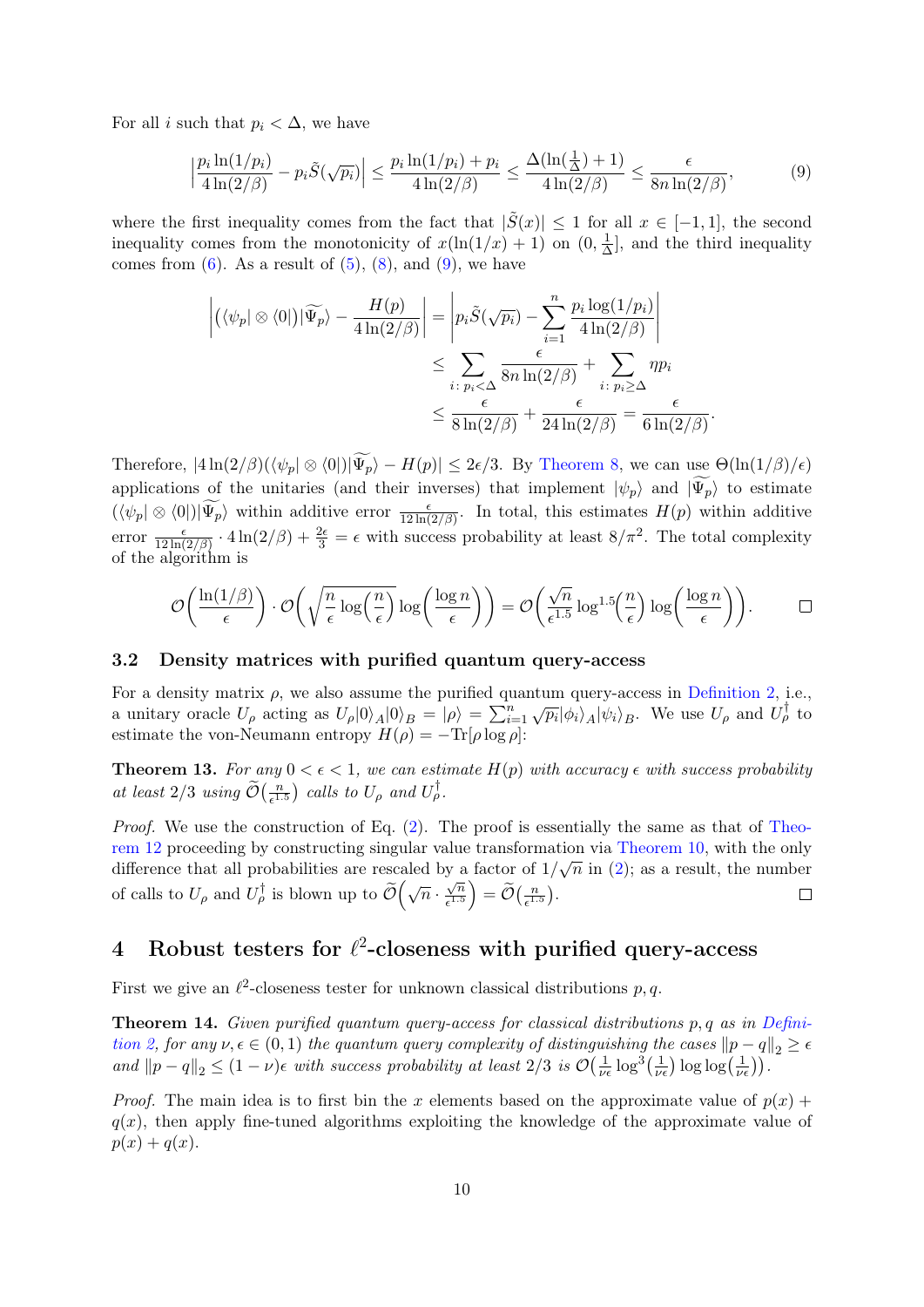For all $i$ such that $p_i < \Delta$, we have

$$\Big|\frac{p_i \ln(1/p_i)}{4\ln(2/\beta)} - p_i \tilde{S}(\sqrt{p_i})\Big| \leq \frac{p_i \ln(1/p_i) + p_i}{4\ln(2/\beta)} \leq \frac{\Delta(\ln(\frac{1}{\Delta}) + 1)}{4\ln(2/\beta)} \leq \frac{\epsilon}{8n\ln(2/\beta)}, \tag{9}$$

where the first inequality comes from the fact that $|\tilde{S}(x)| \leq 1$ for all $x \in [-1, 1]$, the second inequality comes from the monotonicity of $x(\ln(1/x) + 1)$ on $(0, \frac{1}{\Delta}]$, and the third inequality comes from (6). As a result of (5), (8), and (9), we have

$$\begin{aligned}
\left|(\langle\psi_p| \otimes \langle 0|)|\widetilde{\Psi_p}\rangle - \frac{H(p)}{4\ln(2/\beta)}\right| &= \left|p_i \tilde{S}(\sqrt{p_i}) - \sum_{i=1}^{n} \frac{p_i \log(1/p_i)}{4\ln(2/\beta)}\right| \\
&\leq \sum_{i\colon p_i < \Delta} \frac{\epsilon}{8n\ln(2/\beta)} + \sum_{i\colon p_i \geq \Delta} \eta p_i \\
&\leq \frac{\epsilon}{8\ln(2/\beta)} + \frac{\epsilon}{24\ln(2/\beta)} = \frac{\epsilon}{6\ln(2/\beta)}.
\end{aligned}$$

Therefore, $|4\ln(2/\beta)(\langle\psi_p| \otimes \langle 0|)|\widetilde{\Psi_p}\rangle - H(p)| \leq 2\epsilon/3$. By Theorem 8, we can use $\Theta(\ln(1/\beta)/\epsilon)$ applications of the unitaries (and their inverses) that implement $|\psi_p\rangle$ and $|\widetilde{\Psi_p}\rangle$ to estimate $(\langle\psi_p| \otimes \langle 0|)|\widetilde{\Psi_p}\rangle$ within additive error $\frac{\epsilon}{12\ln(2/\beta)}$. In total, this estimates $H(p)$ within additive error $\frac{\epsilon}{12\ln(2/\beta)} \cdot 4\ln(2/\beta) + \frac{2\epsilon}{3} = \epsilon$ with success probability at least $8/\pi^2$. The total complexity of the algorithm is

$$\mathcal{O}\Big(\frac{\ln(1/\beta)}{\epsilon}\Big) \cdot \mathcal{O}\bigg(\sqrt{\frac{n}{\epsilon}\log\Big(\frac{n}{\epsilon}\Big)}\log\Big(\frac{\log n}{\epsilon}\Big)\bigg) = \mathcal{O}\bigg(\frac{\sqrt{n}}{\epsilon^{1.5}}\log^{1.5}\Big(\frac{n}{\epsilon}\Big)\log\Big(\frac{\log n}{\epsilon}\Big)\bigg). \qquad \square$$

### 3.2 Density matrices with purified quantum query-access

For a density matrix $\rho$, we also assume the purified quantum query-access in Definition 2, i.e., a unitary oracle $U_\rho$ acting as $U_\rho|0\rangle_A|0\rangle_B = |\rho\rangle = \sum_{i=1}^{n}\sqrt{p_i}|\phi_i\rangle_A|\psi_i\rangle_B$. We use $U_\rho$ and $U_\rho^\dagger$ to estimate the von-Neumann entropy $H(\rho) = -\mathrm{Tr}[\rho\log\rho]$:

**Theorem 13.** *For any $0 < \epsilon < 1$, we can estimate $H(p)$ with accuracy $\epsilon$ with success probability at least $2/3$ using $\widetilde{\mathcal{O}}\big(\frac{n}{\epsilon^{1.5}}\big)$ calls to $U_\rho$ and $U_\rho^\dagger$.*

*Proof.* We use the construction of Eq. (2). The proof is essentially the same as that of Theorem 12 proceeding by constructing singular value transformation via Theorem 10, with the only difference that all probabilities are rescaled by a factor of $1/\sqrt{n}$ in (2); as a result, the number of calls to $U_\rho$ and $U_\rho^\dagger$ is blown up to $\widetilde{\mathcal{O}}\Big(\sqrt{n}\cdot\frac{\sqrt{n}}{\epsilon^{1.5}}\Big) = \widetilde{\mathcal{O}}\big(\frac{n}{\epsilon^{1.5}}\big)$. $\square$

## 4 Robust testers for $\ell^2$-closeness with purified query-access

First we give an $\ell^2$-closeness tester for unknown classical distributions $p, q$.

**Theorem 14.** *Given purified quantum query-access for classical distributions $p, q$ as in Definition 2, for any $\nu, \epsilon \in (0, 1)$ the quantum query complexity of distinguishing the cases $\|p - q\|_2 \geq \epsilon$ and $\|p - q\|_2 \leq (1 - \nu)\epsilon$ with success probability at least $2/3$ is $\mathcal{O}\big(\frac{1}{\nu\epsilon}\log^3\big(\frac{1}{\nu\epsilon}\big)\log\log\big(\frac{1}{\nu\epsilon}\big)\big)$.*

*Proof.* The main idea is to first bin the $x$ elements based on the approximate value of $p(x) + q(x)$, then apply fine-tuned algorithms exploiting the knowledge of the approximate value of $p(x) + q(x)$.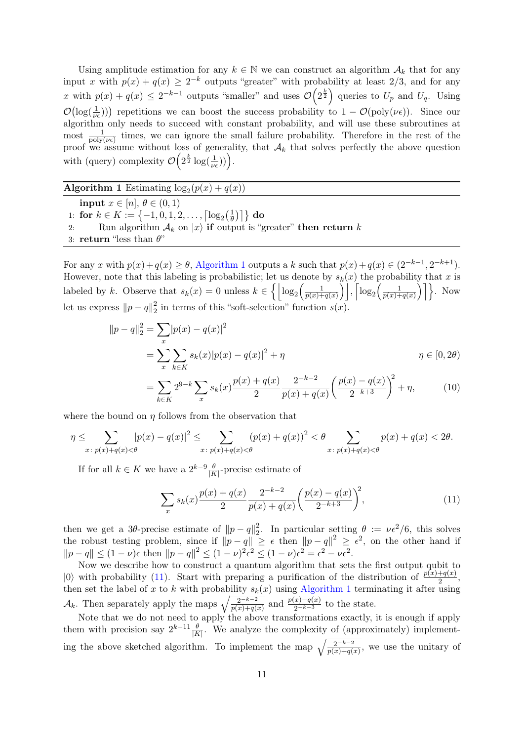Using amplitude estimation for any $k \in \mathbb{N}$ we can construct an algorithm $\mathcal{A}_k$ that for any input $x$ with $p(x) + q(x) \geq 2^{-k}$ outputs "greater" with probability at least $2/3$, and for any $x$ with $p(x) + q(x) \leq 2^{-k-1}$ outputs "smaller" and uses $\mathcal{O}\left(2^{\frac{k}{2}}\right)$ queries to $U_p$ and $U_q$. Using $\mathcal{O}\left(\log(\frac{1}{\nu\epsilon})\right)$ repetitions we can boost the success probability to $1 - \mathcal{O}(\mathrm{poly}(\nu\epsilon))$. Since our algorithm only needs to succeed with constant probability, and will use these subroutines at most $\frac{1}{\mathrm{poly}(\nu\epsilon)}$ times, we can ignore the small failure probability. Therefore in the rest of the proof we assume without loss of generality, that $\mathcal{A}_k$ that solves perfectly the above question with (query) complexity $\mathcal{O}\left(2^{\frac{k}{2}}\log(\frac{1}{\nu\epsilon})\right)$.

**Algorithm 1** Estimating $\log_2(p(x) + q(x))$

```
    input x ∈ [n], θ ∈ (0,1)
 1: for k ∈ K := {−1, 0, 1, 2, ..., ⌈log_2(1/θ)⌉} do
 2:     Run algorithm A_k on |x⟩ if output is "greater" then return k
 3: return "less than θ"
```

For any $x$ with $p(x)+q(x) \geq \theta$, Algorithm 1 outputs a $k$ such that $p(x)+q(x) \in (2^{-k-1}, 2^{-k+1})$. However, note that this labeling is probabilistic; let us denote by $s_k(x)$ the probability that $x$ is labeled by $k$. Observe that $s_k(x) = 0$ unless $k \in \left\{\left\lfloor \log_2\left(\frac{1}{p(x)+q(x)}\right)\right\rfloor, \left\lceil \log_2\left(\frac{1}{p(x)+q(x)}\right)\right\rceil\right\}$. Now let us express $\|p - q\|_2^2$ in terms of this "soft-selection" function $s(x)$.

$$
\begin{aligned}
\|p - q\|_2^2 &= \sum_x |p(x) - q(x)|^2 \\
&= \sum_x \sum_{k \in K} s_k(x)|p(x) - q(x)|^2 + \eta \qquad\qquad \eta \in [0, 2\theta) \\
&= \sum_{k \in K} 2^{9-k} \sum_x s_k(x)\frac{p(x)+q(x)}{2}\frac{2^{-k-2}}{p(x)+q(x)}\left(\frac{p(x)-q(x)}{2^{-k+3}}\right)^2 + \eta, \qquad (10)
\end{aligned}
$$

where the bound on $\eta$ follows from the observation that

$$
\eta \leq \sum_{x\colon p(x)+q(x)<\theta} |p(x) - q(x)|^2 \leq \sum_{x\colon p(x)+q(x)<\theta} (p(x)+q(x))^2 < \theta \sum_{x\colon p(x)+q(x)<\theta} p(x) + q(x) < 2\theta.
$$

If for all $k \in K$ we have a $2^{k-9}\frac{\theta}{|K|}$-precise estimate of

$$
\sum_x s_k(x)\frac{p(x)+q(x)}{2}\frac{2^{-k-2}}{p(x)+q(x)}\left(\frac{p(x)-q(x)}{2^{-k+3}}\right)^2, \qquad (11)
$$

then we get a $3\theta$-precise estimate of $\|p - q\|_2^2$. In particular setting $\theta := \nu\epsilon^2/6$, this solves the robust testing problem, since if $\|p - q\| \geq \epsilon$ then $\|p - q\|^2 \geq \epsilon^2$, on the other hand if $\|p - q\| \leq (1-\nu)\epsilon$ then $\|p - q\|^2 \leq (1-\nu)^2\epsilon^2 \leq (1-\nu)\epsilon^2 = \epsilon^2 - \nu\epsilon^2$.

Now we describe how to construct a quantum algorithm that sets the first output qubit to $|0\rangle$ with probability (11). Start with preparing a purification of the distribution of $\frac{p(x)+q(x)}{2}$, then set the label of $x$ to $k$ with probability $s_k(x)$ using Algorithm 1 terminating it after using $\mathcal{A}_k$. Then separately apply the maps $\sqrt{\frac{2^{-k-2}}{p(x)+q(x)}}$ and $\frac{p(x)-q(x)}{2^{-k-3}}$ to the state.

Note that we do not need to apply the above transformations exactly, it is enough if apply them with precision say $2^{k-11}\frac{\theta}{|K|}$. We analyze the complexity of (approximately) implementing the above sketched algorithm. To implement the map $\sqrt{\frac{2^{-k-2}}{p(x)+q(x)}}$, we use the unitary of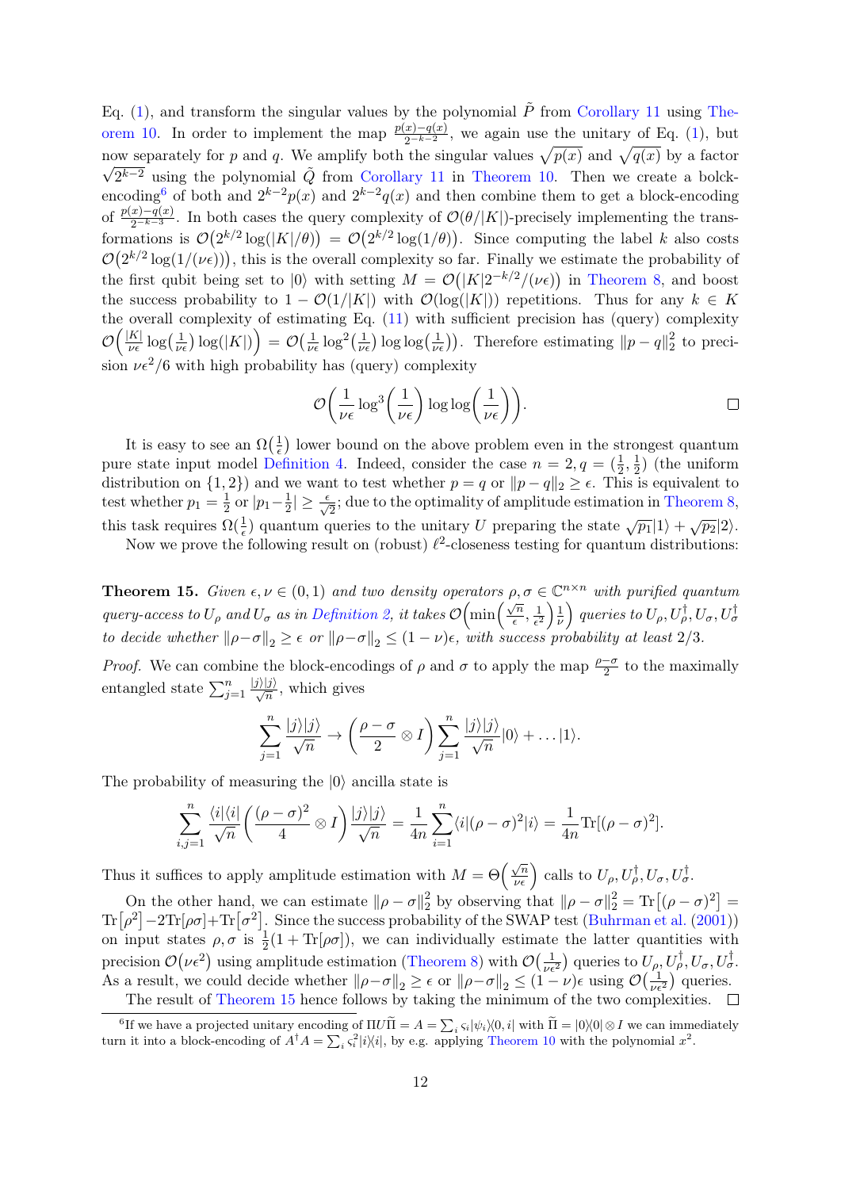Eq. (1), and transform the singular values by the polynomial $\tilde{P}$ from Corollary 11 using Theorem 10. In order to implement the map $\frac{p(x)-q(x)}{2^{-k-2}}$, we again use the unitary of Eq. (1), but now separately for $p$ and $q$. We amplify both the singular values $\sqrt{p(x)}$ and $\sqrt{q(x)}$ by a factor $\sqrt{2^{k-2}}$ using the polynomial $\tilde{Q}$ from Corollary 11 in Theorem 10. Then we create a bolck-encoding[6] of both and $2^{k-2}p(x)$ and $2^{k-2}q(x)$ and then combine them to get a block-encoding of $\frac{p(x)-q(x)}{2^{-k-3}}$. In both cases the query complexity of $\mathcal{O}(\theta/|K|)$-precisely implementing the transformations is $\mathcal{O}\big(2^{k/2}\log(|K|/\theta)\big) = \mathcal{O}\big(2^{k/2}\log(1/\theta)\big)$. Since computing the label $k$ also costs $\mathcal{O}\big(2^{k/2}\log(1/(\nu\epsilon))\big)$, this is the overall complexity so far. Finally we estimate the probability of the first qubit being set to $|0\rangle$ with setting $M = \mathcal{O}\big(|K|2^{-k/2}/(\nu\epsilon)\big)$ in Theorem 8, and boost the success probability to $1-\mathcal{O}(1/|K|)$ with $\mathcal{O}(\log(|K|))$ repetitions. Thus for any $k \in K$ the overall complexity of estimating Eq. (11) with sufficient precision has (query) complexity $\mathcal{O}\Big(\frac{|K|}{\nu\epsilon}\log\big(\frac{1}{\nu\epsilon}\big)\log(|K|)\Big) = \mathcal{O}\big(\frac{1}{\nu\epsilon}\log^2\big(\frac{1}{\nu\epsilon}\big)\log\log\big(\frac{1}{\nu\epsilon}\big)\big)$. Therefore estimating $\|p-q\|_2^2$ to precision $\nu\epsilon^2/6$ with high probability has (query) complexity

$$\mathcal{O}\left(\frac{1}{\nu\epsilon}\log^3\left(\frac{1}{\nu\epsilon}\right)\log\log\left(\frac{1}{\nu\epsilon}\right)\right).$$

∎

It is easy to see an $\Omega\big(\frac{1}{\epsilon}\big)$ lower bound on the above problem even in the strongest quantum pure state input model Definition 4. Indeed, consider the case $n=2, q=(\frac{1}{2},\frac{1}{2})$ (the uniform distribution on $\{1,2\}$) and we want to test whether $p=q$ or $\|p-q\|_2 \geq \epsilon$. This is equivalent to test whether $p_1 = \frac{1}{2}$ or $|p_1 - \frac{1}{2}| \geq \frac{\epsilon}{\sqrt{2}}$; due to the optimality of amplitude estimation in Theorem 8, this task requires $\Omega(\frac{1}{\epsilon})$ quantum queries to the unitary $U$ preparing the state $\sqrt{p_1}|1\rangle + \sqrt{p_2}|2\rangle$.

Now we prove the following result on (robust) $\ell^2$-closeness testing for quantum distributions:

**Theorem 15.** *Given $\epsilon, \nu \in (0,1)$ and two density operators $\rho, \sigma \in \mathbb{C}^{n\times n}$ with purified quantum query-access to $U_\rho$ and $U_\sigma$ as in Definition 2, it takes $\mathcal{O}\Big(\min\Big(\frac{\sqrt{n}}{\epsilon}, \frac{1}{\epsilon^2}\Big)\frac{1}{\nu}\Big)$ queries to $U_\rho, U_\rho^\dagger, U_\sigma, U_\sigma^\dagger$ to decide whether $\|\rho-\sigma\|_2 \geq \epsilon$ or $\|\rho-\sigma\|_2 \leq (1-\nu)\epsilon$, with success probability at least 2/3.*

*Proof.* We can combine the block-encodings of $\rho$ and $\sigma$ to apply the map $\frac{\rho-\sigma}{2}$ to the maximally entangled state $\sum_{j=1}^n \frac{|j\rangle|j\rangle}{\sqrt{n}}$, which gives

$$\sum_{j=1}^n \frac{|j\rangle|j\rangle}{\sqrt{n}} \to \left(\frac{\rho-\sigma}{2}\otimes I\right)\sum_{j=1}^n \frac{|j\rangle|j\rangle}{\sqrt{n}}|0\rangle + \ldots|1\rangle.$$

The probability of measuring the $|0\rangle$ ancilla state is

$$\sum_{i,j=1}^n \frac{\langle i|\langle i|}{\sqrt{n}}\left(\frac{(\rho-\sigma)^2}{4}\otimes I\right)\frac{|j\rangle|j\rangle}{\sqrt{n}} = \frac{1}{4n}\sum_{i=1}^n \langle i|(\rho-\sigma)^2|i\rangle = \frac{1}{4n}\mathrm{Tr}[(\rho-\sigma)^2].$$

Thus it suffices to apply amplitude estimation with $M = \Theta\Big(\frac{\sqrt{n}}{\nu\epsilon}\Big)$ calls to $U_\rho, U_\rho^\dagger, U_\sigma, U_\sigma^\dagger$.

On the other hand, we can estimate $\|\rho-\sigma\|_2^2$ by observing that $\|\rho-\sigma\|_2^2 = \mathrm{Tr}\big[(\rho-\sigma)^2\big] = \mathrm{Tr}\big[\rho^2\big] - 2\mathrm{Tr}[\rho\sigma] + \mathrm{Tr}\big[\sigma^2\big]$. Since the success probability of the SWAP test (Buhrman et al. (2001)) on input states $\rho, \sigma$ is $\frac{1}{2}(1+\mathrm{Tr}[\rho\sigma])$, we can individually estimate the latter quantities with precision $\mathcal{O}(\nu\epsilon^2)$ using amplitude estimation (Theorem 8) with $\mathcal{O}\big(\frac{1}{\nu\epsilon^2}\big)$ queries to $U_\rho, U_\rho^\dagger, U_\sigma, U_\sigma^\dagger$. As a result, we could decide whether $\|\rho-\sigma\|_2 \geq \epsilon$ or $\|\rho-\sigma\|_2 \leq (1-\nu)\epsilon$ using $\mathcal{O}\big(\frac{1}{\nu\epsilon^2}\big)$ queries.

The result of Theorem 15 hence follows by taking the minimum of the two complexities. ∎

[6] If we have a projected unitary encoding of $\Pi U\widetilde{\Pi} = A = \sum_i \varsigma_i|\psi_i\rangle\langle 0, i|$ with $\widetilde{\Pi} = |0\rangle\langle 0|\otimes I$ we can immediately turn it into a block-encoding of $A^\dagger A = \sum_i \varsigma_i^2|i\rangle\langle i|$, by e.g. applying Theorem 10 with the polynomial $x^2$.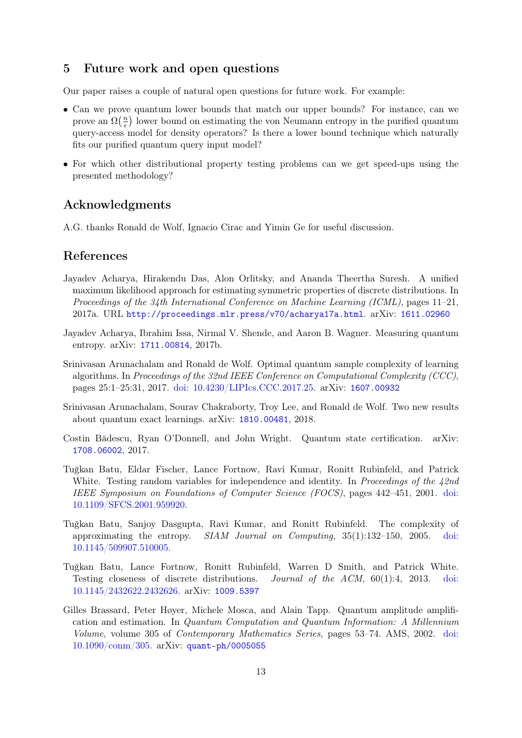## 5 Future work and open questions

Our paper raises a couple of natural open questions for future work. For example:

- Can we prove quantum lower bounds that match our upper bounds? For instance, can we prove an $\Omega(\frac{n}{\epsilon})$ lower bound on estimating the von Neumann entropy in the purified quantum query-access model for density operators? Is there a lower bound technique which naturally fits our purified quantum query input model?
- For which other distributional property testing problems can we get speed-ups using the presented methodology?

## Acknowledgments

A.G. thanks Ronald de Wolf, Ignacio Cirac and Yimin Ge for useful discussion.

## References

Jayadev Acharya, Hirakendu Das, Alon Orlitsky, and Ananda Theertha Suresh. A unified maximum likelihood approach for estimating symmetric properties of discrete distributions. In *Proceedings of the 34th International Conference on Machine Learning (ICML)*, pages 11–21, 2017a. URL http://proceedings.mlr.press/v70/acharya17a.html. arXiv: 1611.02960

Jayadev Acharya, Ibrahim Issa, Nirmal V. Shende, and Aaron B. Wagner. Measuring quantum entropy. arXiv: 1711.00814, 2017b.

Srinivasan Arunachalam and Ronald de Wolf. Optimal quantum sample complexity of learning algorithms. In *Proceedings of the 32nd IEEE Conference on Computational Complexity (CCC)*, pages 25:1–25:31, 2017. doi: 10.4230/LIPIcs.CCC.2017.25. arXiv: 1607.00932

Srinivasan Arunachalam, Sourav Chakraborty, Troy Lee, and Ronald de Wolf. Two new results about quantum exact learnings. arXiv: 1810.00481, 2018.

Costin Bădescu, Ryan O'Donnell, and John Wright. Quantum state certification. arXiv: 1708.06002, 2017.

Tuğkan Batu, Eldar Fischer, Lance Fortnow, Ravi Kumar, Ronitt Rubinfeld, and Patrick White. Testing random variables for independence and identity. In *Proceedings of the 42nd IEEE Symposium on Foundations of Computer Science (FOCS)*, pages 442–451, 2001. doi: 10.1109/SFCS.2001.959920.

Tuğkan Batu, Sanjoy Dasgupta, Ravi Kumar, and Ronitt Rubinfeld. The complexity of approximating the entropy. *SIAM Journal on Computing*, 35(1):132–150, 2005. doi: 10.1145/509907.510005.

Tuğkan Batu, Lance Fortnow, Ronitt Rubinfeld, Warren D Smith, and Patrick White. Testing closeness of discrete distributions. *Journal of the ACM*, 60(1):4, 2013. doi: 10.1145/2432622.2432626. arXiv: 1009.5397

Gilles Brassard, Peter Høyer, Michele Mosca, and Alain Tapp. Quantum amplitude amplification and estimation. In *Quantum Computation and Quantum Information: A Millennium Volume*, volume 305 of *Contemporary Mathematics Series*, pages 53–74. AMS, 2002. doi: 10.1090/conm/305. arXiv: quant-ph/0005055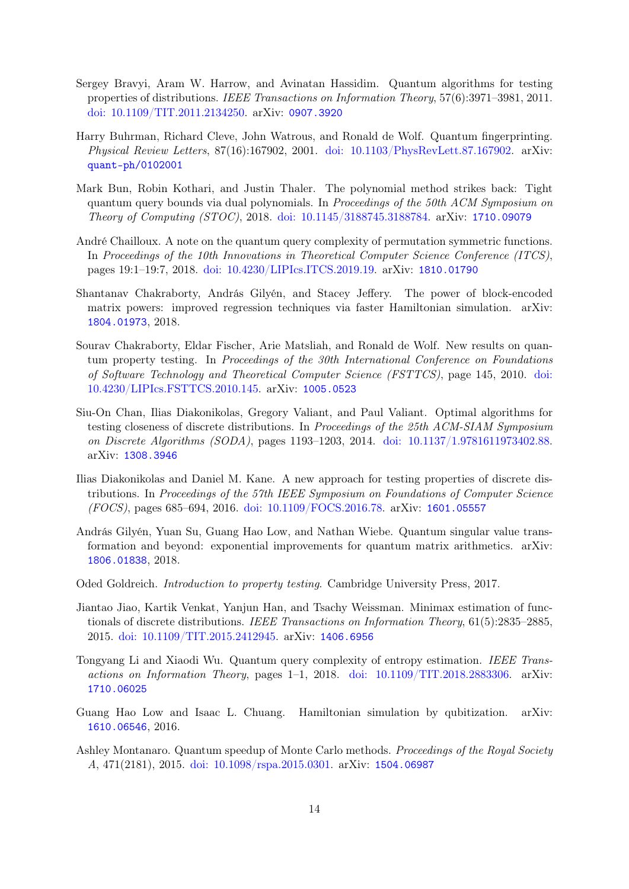Sergey Bravyi, Aram W. Harrow, and Avinatan Hassidim. Quantum algorithms for testing properties of distributions. *IEEE Transactions on Information Theory*, 57(6):3971–3981, 2011. doi: 10.1109/TIT.2011.2134250. arXiv: 0907.3920

Harry Buhrman, Richard Cleve, John Watrous, and Ronald de Wolf. Quantum fingerprinting. *Physical Review Letters*, 87(16):167902, 2001. doi: 10.1103/PhysRevLett.87.167902. arXiv: quant-ph/0102001

Mark Bun, Robin Kothari, and Justin Thaler. The polynomial method strikes back: Tight quantum query bounds via dual polynomials. In *Proceedings of the 50th ACM Symposium on Theory of Computing (STOC)*, 2018. doi: 10.1145/3188745.3188784. arXiv: 1710.09079

André Chailloux. A note on the quantum query complexity of permutation symmetric functions. In *Proceedings of the 10th Innovations in Theoretical Computer Science Conference (ITCS)*, pages 19:1–19:7, 2018. doi: 10.4230/LIPIcs.ITCS.2019.19. arXiv: 1810.01790

Shantanav Chakraborty, András Gilyén, and Stacey Jeffery. The power of block-encoded matrix powers: improved regression techniques via faster Hamiltonian simulation. arXiv: 1804.01973, 2018.

Sourav Chakraborty, Eldar Fischer, Arie Matsliah, and Ronald de Wolf. New results on quantum property testing. In *Proceedings of the 30th International Conference on Foundations of Software Technology and Theoretical Computer Science (FSTTCS)*, page 145, 2010. doi: 10.4230/LIPIcs.FSTTCS.2010.145. arXiv: 1005.0523

Siu-On Chan, Ilias Diakonikolas, Gregory Valiant, and Paul Valiant. Optimal algorithms for testing closeness of discrete distributions. In *Proceedings of the 25th ACM-SIAM Symposium on Discrete Algorithms (SODA)*, pages 1193–1203, 2014. doi: 10.1137/1.9781611973402.88. arXiv: 1308.3946

Ilias Diakonikolas and Daniel M. Kane. A new approach for testing properties of discrete distributions. In *Proceedings of the 57th IEEE Symposium on Foundations of Computer Science (FOCS)*, pages 685–694, 2016. doi: 10.1109/FOCS.2016.78. arXiv: 1601.05557

András Gilyén, Yuan Su, Guang Hao Low, and Nathan Wiebe. Quantum singular value transformation and beyond: exponential improvements for quantum matrix arithmetics. arXiv: 1806.01838, 2018.

Oded Goldreich. *Introduction to property testing*. Cambridge University Press, 2017.

Jiantao Jiao, Kartik Venkat, Yanjun Han, and Tsachy Weissman. Minimax estimation of functionals of discrete distributions. *IEEE Transactions on Information Theory*, 61(5):2835–2885, 2015. doi: 10.1109/TIT.2015.2412945. arXiv: 1406.6956

Tongyang Li and Xiaodi Wu. Quantum query complexity of entropy estimation. *IEEE Transactions on Information Theory*, pages 1–1, 2018. doi: 10.1109/TIT.2018.2883306. arXiv: 1710.06025

Guang Hao Low and Isaac L. Chuang. Hamiltonian simulation by qubitization. arXiv: 1610.06546, 2016.

Ashley Montanaro. Quantum speedup of Monte Carlo methods. *Proceedings of the Royal Society A*, 471(2181), 2015. doi: 10.1098/rspa.2015.0301. arXiv: 1504.06987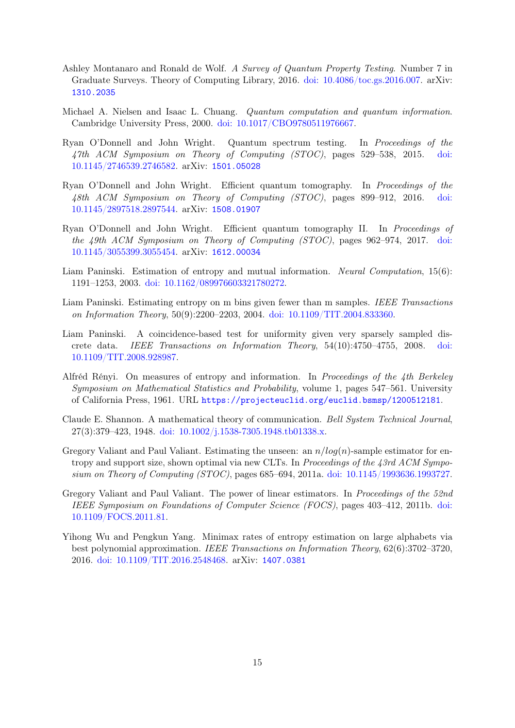Ashley Montanaro and Ronald de Wolf. *A Survey of Quantum Property Testing*. Number 7 in Graduate Surveys. Theory of Computing Library, 2016. doi: 10.4086/toc.gs.2016.007. arXiv: 1310.2035

Michael A. Nielsen and Isaac L. Chuang. *Quantum computation and quantum information*. Cambridge University Press, 2000. doi: 10.1017/CBO9780511976667.

Ryan O'Donnell and John Wright. Quantum spectrum testing. In *Proceedings of the 47th ACM Symposium on Theory of Computing (STOC)*, pages 529–538, 2015. doi: 10.1145/2746539.2746582. arXiv: 1501.05028

Ryan O'Donnell and John Wright. Efficient quantum tomography. In *Proceedings of the 48th ACM Symposium on Theory of Computing (STOC)*, pages 899–912, 2016. doi: 10.1145/2897518.2897544. arXiv: 1508.01907

Ryan O'Donnell and John Wright. Efficient quantum tomography II. In *Proceedings of the 49th ACM Symposium on Theory of Computing (STOC)*, pages 962–974, 2017. doi: 10.1145/3055399.3055454. arXiv: 1612.00034

Liam Paninski. Estimation of entropy and mutual information. *Neural Computation*, 15(6): 1191–1253, 2003. doi: 10.1162/089976603321780272.

Liam Paninski. Estimating entropy on m bins given fewer than m samples. *IEEE Transactions on Information Theory*, 50(9):2200–2203, 2004. doi: 10.1109/TIT.2004.833360.

Liam Paninski. A coincidence-based test for uniformity given very sparsely sampled discrete data. *IEEE Transactions on Information Theory*, 54(10):4750–4755, 2008. doi: 10.1109/TIT.2008.928987.

Alfréd Rényi. On measures of entropy and information. In *Proceedings of the 4th Berkeley Symposium on Mathematical Statistics and Probability*, volume 1, pages 547–561. University of California Press, 1961. URL https://projecteuclid.org/euclid.bsmsp/1200512181.

Claude E. Shannon. A mathematical theory of communication. *Bell System Technical Journal*, 27(3):379–423, 1948. doi: 10.1002/j.1538-7305.1948.tb01338.x.

Gregory Valiant and Paul Valiant. Estimating the unseen: an $n/log(n)$-sample estimator for entropy and support size, shown optimal via new CLTs. In *Proceedings of the 43rd ACM Symposium on Theory of Computing (STOC)*, pages 685–694, 2011a. doi: 10.1145/1993636.1993727.

Gregory Valiant and Paul Valiant. The power of linear estimators. In *Proceedings of the 52nd IEEE Symposium on Foundations of Computer Science (FOCS)*, pages 403–412, 2011b. doi: 10.1109/FOCS.2011.81.

Yihong Wu and Pengkun Yang. Minimax rates of entropy estimation on large alphabets via best polynomial approximation. *IEEE Transactions on Information Theory*, 62(6):3702–3720, 2016. doi: 10.1109/TIT.2016.2548468. arXiv: 1407.0381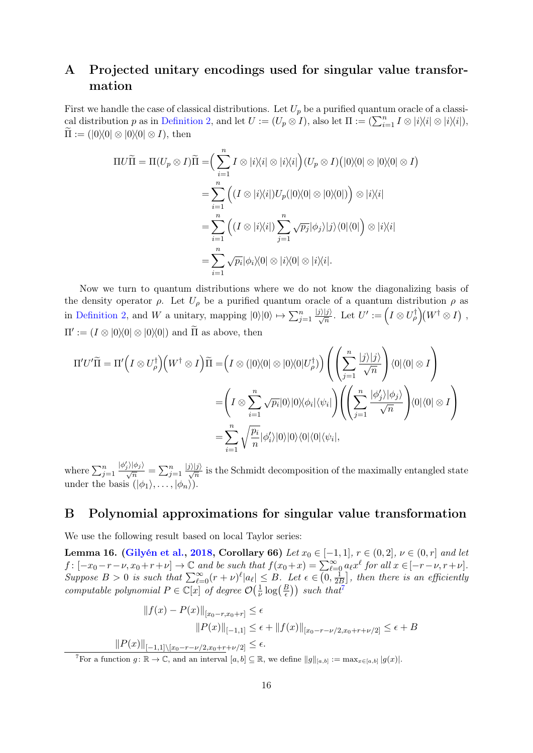# A Projected unitary encodings used for singular value transformation

First we handle the case of classical distributions. Let $U_p$ be a purified quantum oracle of a classical distribution $p$ as in Definition 2, and let $U := (U_p \otimes I)$, also let $\Pi := (\sum_{i=1}^{n} I \otimes |i\rangle\langle i| \otimes |i\rangle\langle i|)$, $\widetilde{\Pi} := (|0\rangle\langle 0| \otimes |0\rangle\langle 0| \otimes I)$, then

$$
\begin{aligned}
\Pi U \widetilde{\Pi} = \Pi (U_p \otimes I)\widetilde{\Pi} &= \Big(\sum_{i=1}^{n} I \otimes |i\rangle\langle i| \otimes |i\rangle\langle i|\Big)(U_p \otimes I)\big(|0\rangle\langle 0| \otimes |0\rangle\langle 0| \otimes I\big) \\
&= \sum_{i=1}^{n} \Big( (I \otimes |i\rangle\langle i|) U_p (|0\rangle\langle 0| \otimes |0\rangle\langle 0|) \Big) \otimes |i\rangle\langle i| \\
&= \sum_{i=1}^{n} \Big( (I \otimes |i\rangle\langle i|) \sum_{j=1}^{n} \sqrt{p_j} |\phi_j\rangle |j\rangle\langle 0|\langle 0| \Big) \otimes |i\rangle\langle i| \\
&= \sum_{i=1}^{n} \sqrt{p_i} |\phi_i\rangle\langle 0| \otimes |i\rangle\langle 0| \otimes |i\rangle\langle i|.
\end{aligned}
$$

Now we turn to quantum distributions where we do not know the diagonalizing basis of the density operator $\rho$. Let $U_\rho$ be a purified quantum oracle of a quantum distribution $\rho$ as in Definition 2, and $W$ a unitary, mapping $|0\rangle|0\rangle \mapsto \sum_{j=1}^{n} \frac{|j\rangle|j\rangle}{\sqrt{n}}$. Let $U' := \Big(I \otimes U_\rho^\dagger\Big)\Big(W^\dagger \otimes I\Big)$, $\Pi' := (I \otimes |0\rangle\langle 0| \otimes |0\rangle\langle 0|)$ and $\widetilde{\Pi}$ as above, then

$$
\begin{aligned}
\Pi' U' \widetilde{\Pi} = \Pi' \Big(I \otimes U_\rho^\dagger\Big)\Big(W^\dagger \otimes I\Big)\widetilde{\Pi} &= \Big(I \otimes (|0\rangle\langle 0| \otimes |0\rangle\langle 0| U_\rho^\dagger)\Big) \left( \left( \sum_{j=1}^{n} \frac{|j\rangle|j\rangle}{\sqrt{n}} \right) \langle 0|\langle 0| \otimes I \right) \\
&= \left( I \otimes \sum_{i=1}^{n} \sqrt{p_i} |0\rangle|0\rangle\langle \phi_i|\langle \psi_i| \right) \left( \left( \sum_{j=1}^{n} \frac{|\phi_j'\rangle|\phi_j\rangle}{\sqrt{n}} \right) \langle 0|\langle 0| \otimes I \right) \\
&= \sum_{i=1}^{n} \sqrt{\frac{p_i}{n}} |\phi_i'\rangle|0\rangle|0\rangle\langle 0|\langle 0|\langle \psi_i|,
\end{aligned}
$$

where $\sum_{j=1}^{n} \frac{|\phi_j'\rangle|\phi_j\rangle}{\sqrt{n}} = \sum_{j=1}^{n} \frac{|j\rangle|j\rangle}{\sqrt{n}}$ is the Schmidt decomposition of the maximally entangled state under the basis $(|\phi_1\rangle, \ldots, |\phi_n\rangle)$.

# B Polynomial approximations for singular value transformation

We use the following result based on local Taylor series:

**Lemma 16.** **(Gilyén et al., 2018, Corollary 66)** *Let $x_0 \in [-1, 1]$, $r \in (0, 2]$, $\nu \in (0, r]$ and let $f : [-x_0 - r - \nu, x_0 + r + \nu] \to \mathbb{C}$ and be such that $f(x_0 + x) = \sum_{\ell=0}^{\infty} a_\ell x^\ell$ for all $x \in [-r - \nu, r + \nu]$. Suppose $B > 0$ is such that $\sum_{\ell=0}^{\infty} (r + \nu)^\ell |a_\ell| \le B$. Let $\epsilon \in \big(0, \frac{1}{2B}\big]$, then there is an efficiently computable polynomial $P \in \mathbb{C}[x]$ of degree $\mathcal{O}\big(\frac{1}{\nu} \log\big(\frac{B}{\epsilon}\big)\big)$ such that*[7]

$$
\begin{aligned}
\|f(x) - P(x)\|_{[x_0 - r, x_0 + r]} &\le \epsilon \\
\|P(x)\|_{[-1,1]} &\le \epsilon + \|f(x)\|_{[x_0 - r - \nu/2, x_0 + r + \nu/2]} \le \epsilon + B \\
\|P(x)\|_{[-1,1] \setminus [x_0 - r - \nu/2, x_0 + r + \nu/2]} &\le \epsilon.
\end{aligned}
$$

[7] For a function $g : \mathbb{R} \to \mathbb{C}$, and an interval $[a, b] \subseteq \mathbb{R}$, we define $\|g\|_{[a,b]} := \max_{x \in [a,b]} |g(x)|$.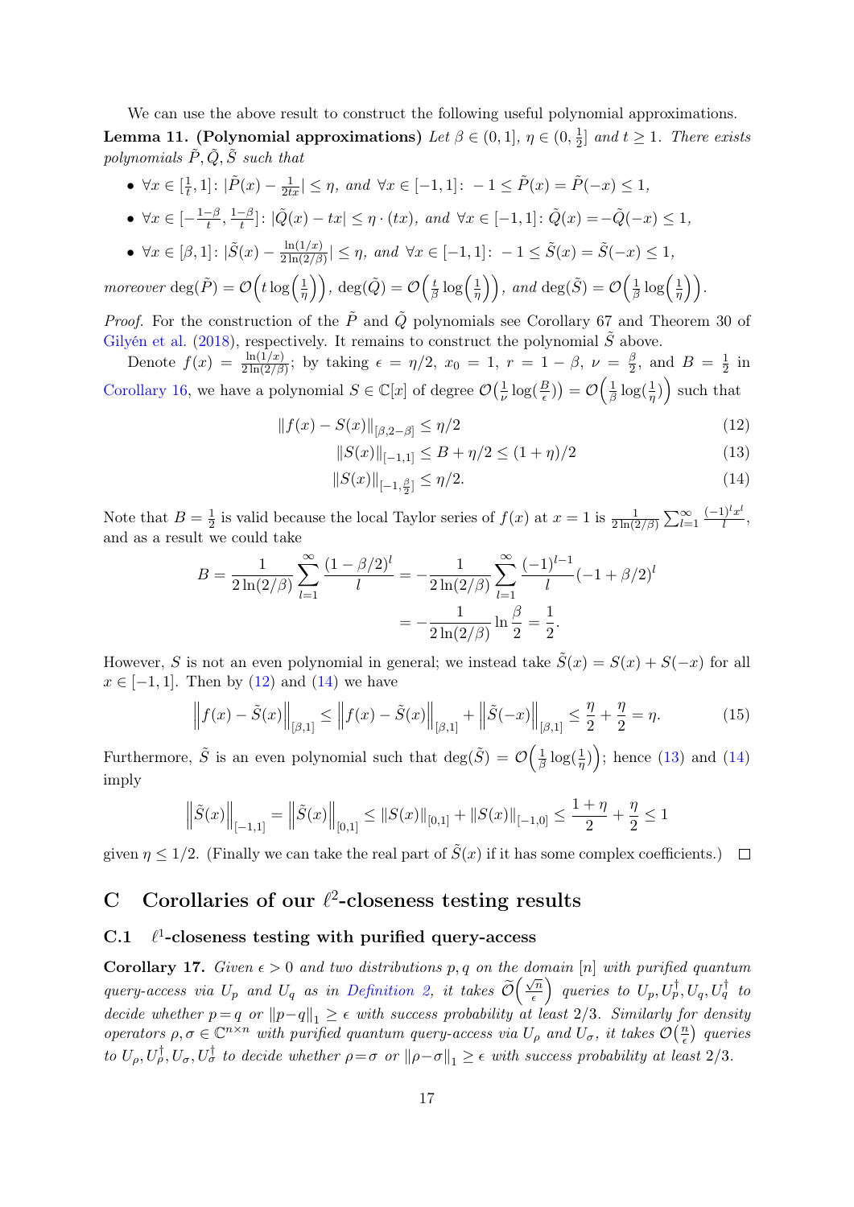We can use the above result to construct the following useful polynomial approximations.

**Lemma 11. (Polynomial approximations)** *Let $\beta \in (0,1]$, $\eta \in (0, \frac{1}{2}]$ and $t \geq 1$. There exists polynomials $\tilde{P}, \tilde{Q}, \tilde{S}$ such that*

- $\forall x \in [\frac{1}{t}, 1]$: $|\tilde{P}(x) - \frac{1}{2tx}| \leq \eta$, *and* $\forall x \in [-1,1]$: $-1 \leq \tilde{P}(x) = \tilde{P}(-x) \leq 1$,
- $\forall x \in [-\frac{1-\beta}{t}, \frac{1-\beta}{t}]$: $|\tilde{Q}(x) - tx| \leq \eta \cdot (tx)$, *and* $\forall x \in [-1,1]$: $\tilde{Q}(x) = -\tilde{Q}(-x) \leq 1$,
- $\forall x \in [\beta, 1]$: $|\tilde{S}(x) - \frac{\ln(1/x)}{2\ln(2/\beta)}| \leq \eta$, *and* $\forall x \in [-1,1]$: $-1 \leq \tilde{S}(x) = \tilde{S}(-x) \leq 1$,

*moreover* $\deg(\tilde{P}) = \mathcal{O}\Big(t \log\Big(\frac{1}{\eta}\Big)\Big)$, $\deg(\tilde{Q}) = \mathcal{O}\Big(\frac{t}{\beta} \log\Big(\frac{1}{\eta}\Big)\Big)$, *and* $\deg(\tilde{S}) = \mathcal{O}\Big(\frac{1}{\beta} \log\Big(\frac{1}{\eta}\Big)\Big)$.

*Proof.* For the construction of the $\tilde{P}$ and $\tilde{Q}$ polynomials see Corollary 67 and Theorem 30 of Gilyén et al. (2018), respectively. It remains to construct the polynomial $\tilde{S}$ above.

Denote $f(x) = \frac{\ln(1/x)}{2\ln(2/\beta)}$; by taking $\epsilon = \eta/2$, $x_0 = 1$, $r = 1-\beta$, $\nu = \frac{\beta}{2}$, and $B = \frac{1}{2}$ in Corollary 16, we have a polynomial $S \in \mathbb{C}[x]$ of degree $\mathcal{O}(\frac{1}{\nu}\log(\frac{B}{\epsilon})) = \mathcal{O}\Big(\frac{1}{\beta}\log(\frac{1}{\eta})\Big)$ such that

$$\|f(x) - S(x)\|_{[\beta, 2-\beta]} \leq \eta/2 \tag{12}$$

$$\|S(x)\|_{[-1,1]} \leq B + \eta/2 \leq (1+\eta)/2 \tag{13}$$

$$\|S(x)\|_{[-1,\frac{\beta}{2}]} \leq \eta/2. \tag{14}$$

Note that $B = \frac{1}{2}$ is valid because the local Taylor series of $f(x)$ at $x=1$ is $\frac{1}{2\ln(2/\beta)}\sum_{l=1}^{\infty}\frac{(-1)^l x^l}{l}$, and as a result we could take

$$B = \frac{1}{2\ln(2/\beta)}\sum_{l=1}^{\infty}\frac{(1-\beta/2)^l}{l} = -\frac{1}{2\ln(2/\beta)}\sum_{l=1}^{\infty}\frac{(-1)^{l-1}}{l}(-1+\beta/2)^l$$
$$= -\frac{1}{2\ln(2/\beta)}\ln\frac{\beta}{2} = \frac{1}{2}.$$

However, $S$ is not an even polynomial in general; we instead take $\tilde{S}(x) = S(x) + S(-x)$ for all $x \in [-1,1]$. Then by (12) and (14) we have

$$\Big\|f(x) - \tilde{S}(x)\Big\|_{[\beta,1]} \leq \Big\|f(x) - \tilde{S}(x)\Big\|_{[\beta,1]} + \Big\|\tilde{S}(-x)\Big\|_{[\beta,1]} \leq \frac{\eta}{2} + \frac{\eta}{2} = \eta. \tag{15}$$

Furthermore, $\tilde{S}$ is an even polynomial such that $\deg(\tilde{S}) = \mathcal{O}\Big(\frac{1}{\beta}\log(\frac{1}{\eta})\Big)$; hence (13) and (14) imply

$$\Big\|\tilde{S}(x)\Big\|_{[-1,1]} = \Big\|\tilde{S}(x)\Big\|_{[0,1]} \leq \|S(x)\|_{[0,1]} + \|S(x)\|_{[-1,0]} \leq \frac{1+\eta}{2} + \frac{\eta}{2} \leq 1$$

given $\eta \leq 1/2$. (Finally we can take the real part of $\tilde{S}(x)$ if it has some complex coefficients.) $\square$

# C Corollaries of our $\ell^2$-closeness testing results

## C.1 $\ell^1$-closeness testing with purified query-access

**Corollary 17.** *Given $\epsilon > 0$ and two distributions $p, q$ on the domain $[n]$ with purified quantum query-access via $U_p$ and $U_q$ as in Definition 2, it takes $\widetilde{\mathcal{O}}\Big(\frac{\sqrt{n}}{\epsilon}\Big)$ queries to $U_p, U_p^\dagger, U_q, U_q^\dagger$ to decide whether $p = q$ or $\|p-q\|_1 \geq \epsilon$ with success probability at least $2/3$. Similarly for density operators $\rho, \sigma \in \mathbb{C}^{n\times n}$ with purified quantum query-access via $U_\rho$ and $U_\sigma$, it takes $\mathcal{O}\big(\frac{n}{\epsilon}\big)$ queries to $U_\rho, U_\rho^\dagger, U_\sigma, U_\sigma^\dagger$ to decide whether $\rho = \sigma$ or $\|\rho - \sigma\|_1 \geq \epsilon$ with success probability at least $2/3$.*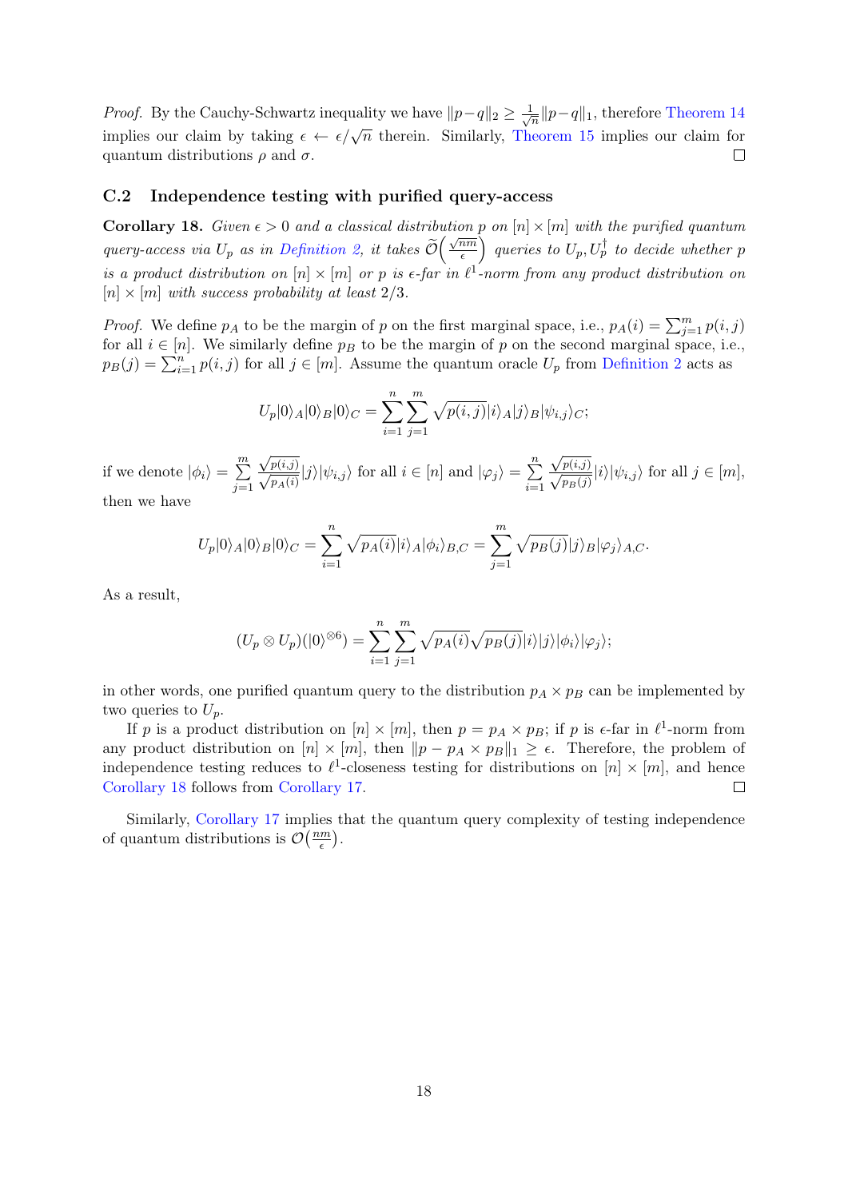*Proof.* By the Cauchy-Schwartz inequality we have $\|p-q\|_2 \geq \frac{1}{\sqrt{n}}\|p-q\|_1$, therefore Theorem 14 implies our claim by taking $\epsilon \leftarrow \epsilon/\sqrt{n}$ therein. Similarly, Theorem 15 implies our claim for quantum distributions $\rho$ and $\sigma$. $\square$

### C.2 Independence testing with purified query-access

**Corollary 18.** *Given $\epsilon > 0$ and a classical distribution $p$ on $[n] \times [m]$ with the purified quantum query-access via $U_p$ as in Definition 2, it takes $\widetilde{\mathcal{O}}\left(\frac{\sqrt{nm}}{\epsilon}\right)$ queries to $U_p, U_p^\dagger$ to decide whether $p$ is a product distribution on $[n] \times [m]$ or $p$ is $\epsilon$-far in $\ell^1$-norm from any product distribution on $[n] \times [m]$ with success probability at least $2/3$.*

*Proof.* We define $p_A$ to be the margin of $p$ on the first marginal space, i.e., $p_A(i) = \sum_{j=1}^m p(i,j)$ for all $i \in [n]$. We similarly define $p_B$ to be the margin of $p$ on the second marginal space, i.e., $p_B(j) = \sum_{i=1}^n p(i,j)$ for all $j \in [m]$. Assume the quantum oracle $U_p$ from Definition 2 acts as

$$U_p|0\rangle_A|0\rangle_B|0\rangle_C = \sum_{i=1}^n \sum_{j=1}^m \sqrt{p(i,j)}|i\rangle_A|j\rangle_B|\psi_{i,j}\rangle_C;$$

if we denote $|\phi_i\rangle = \sum_{j=1}^m \frac{\sqrt{p(i,j)}}{\sqrt{p_A(i)}}|j\rangle|\psi_{i,j}\rangle$ for all $i \in [n]$ and $|\varphi_j\rangle = \sum_{i=1}^n \frac{\sqrt{p(i,j)}}{\sqrt{p_B(j)}}|i\rangle|\psi_{i,j}\rangle$ for all $j \in [m]$, then we have

$$U_p|0\rangle_A|0\rangle_B|0\rangle_C = \sum_{i=1}^n \sqrt{p_A(i)}|i\rangle_A|\phi_i\rangle_{B,C} = \sum_{j=1}^m \sqrt{p_B(j)}|j\rangle_B|\varphi_j\rangle_{A,C}.$$

As a result,

$$(U_p \otimes U_p)(|0\rangle^{\otimes 6}) = \sum_{i=1}^n \sum_{j=1}^m \sqrt{p_A(i)}\sqrt{p_B(j)}|i\rangle|j\rangle|\phi_i\rangle|\varphi_j\rangle;$$

in other words, one purified quantum query to the distribution $p_A \times p_B$ can be implemented by two queries to $U_p$.

If $p$ is a product distribution on $[n] \times [m]$, then $p = p_A \times p_B$; if $p$ is $\epsilon$-far in $\ell^1$-norm from any product distribution on $[n] \times [m]$, then $\|p - p_A \times p_B\|_1 \geq \epsilon$. Therefore, the problem of independence testing reduces to $\ell^1$-closeness testing for distributions on $[n] \times [m]$, and hence Corollary 18 follows from Corollary 17. $\square$

Similarly, Corollary 17 implies that the quantum query complexity of testing independence of quantum distributions is $\mathcal{O}\left(\frac{nm}{\epsilon}\right)$.